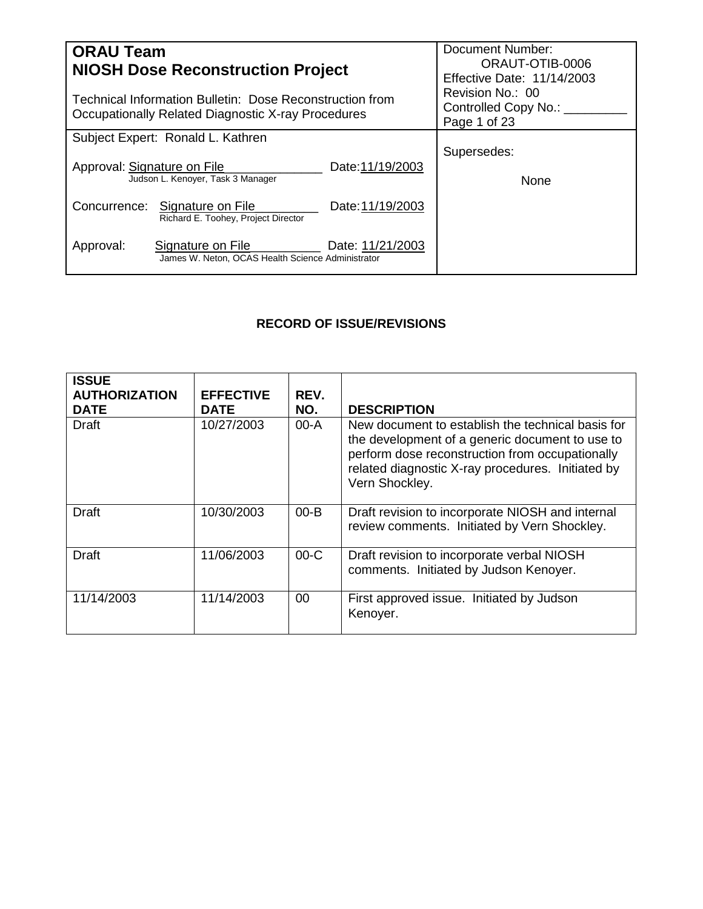| ORAU Team<br>NIOSH Dose Reconstruction Project<br><br>Technical Information Bulletin: Dose Reconstruction from Occupationally Related Diagnostic X-ray Procedures | Document Number: ORAUT-OTIB-0006<br>Effective Date: 11/14/2003<br>Revision No.: 00<br>Controlled Copy No.: _________ |
|---|---|
| Subject Expert: Ronald L. Kathren<br><br>Approval: Signature on File Date: 11/19/2003<br>Judson L. Kenoyer, Task 3 Manager<br><br>Concurrence: Signature on File Date: 11/19/2003<br>Richard E. Toohey, Project Director<br><br>Approval: Signature on File Date: 11/21/2003<br>James W. Neton, OCAS Health Science Administrator | Supersedes:<br><br>None |

## RECORD OF ISSUE/REVISIONS

| ISSUE AUTHORIZATION DATE | EFFECTIVE DATE | REV. NO. | DESCRIPTION |
|---|---|---|---|
| Draft | 10/27/2003 | 00-A | New document to establish the technical basis for the development of a generic document to use to perform dose reconstruction from occupationally related diagnostic X-ray procedures. Initiated by Vern Shockley. |
| Draft | 10/30/2003 | 00-B | Draft revision to incorporate NIOSH and internal review comments. Initiated by Vern Shockley. |
| Draft | 11/06/2003 | 00-C | Draft revision to incorporate verbal NIOSH comments. Initiated by Judson Kenoyer. |
| 11/14/2003 | 11/14/2003 | 00 | First approved issue. Initiated by Judson Kenoyer. |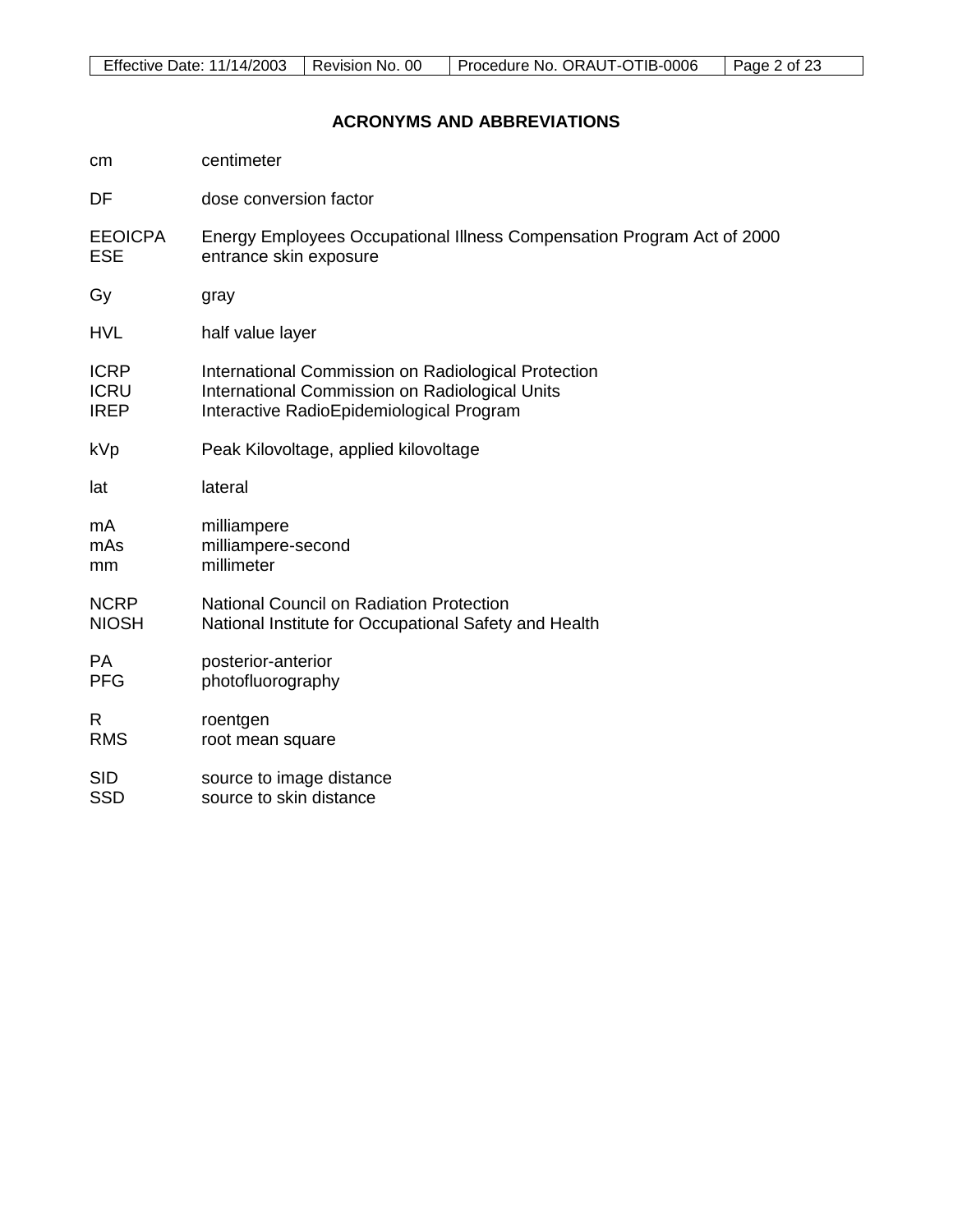## ACRONYMS AND ABBREVIATIONS

| | |
|---|---|
| cm | centimeter |
| DF | dose conversion factor |
| EEOICPA | Energy Employees Occupational Illness Compensation Program Act of 2000 |
| ESE | entrance skin exposure |
| Gy | gray |
| HVL | half value layer |
| ICRP | International Commission on Radiological Protection |
| ICRU | International Commission on Radiological Units |
| IREP | Interactive RadioEpidemiological Program |
| kVp | Peak Kilovoltage, applied kilovoltage |
| lat | lateral |
| mA | milliampere |
| mAs | milliampere-second |
| mm | millimeter |
| NCRP | National Council on Radiation Protection |
| NIOSH | National Institute for Occupational Safety and Health |
| PA | posterior-anterior |
| PFG | photofluorography |
| R | roentgen |
| RMS | root mean square |
| SID | source to image distance |
| SSD | source to skin distance |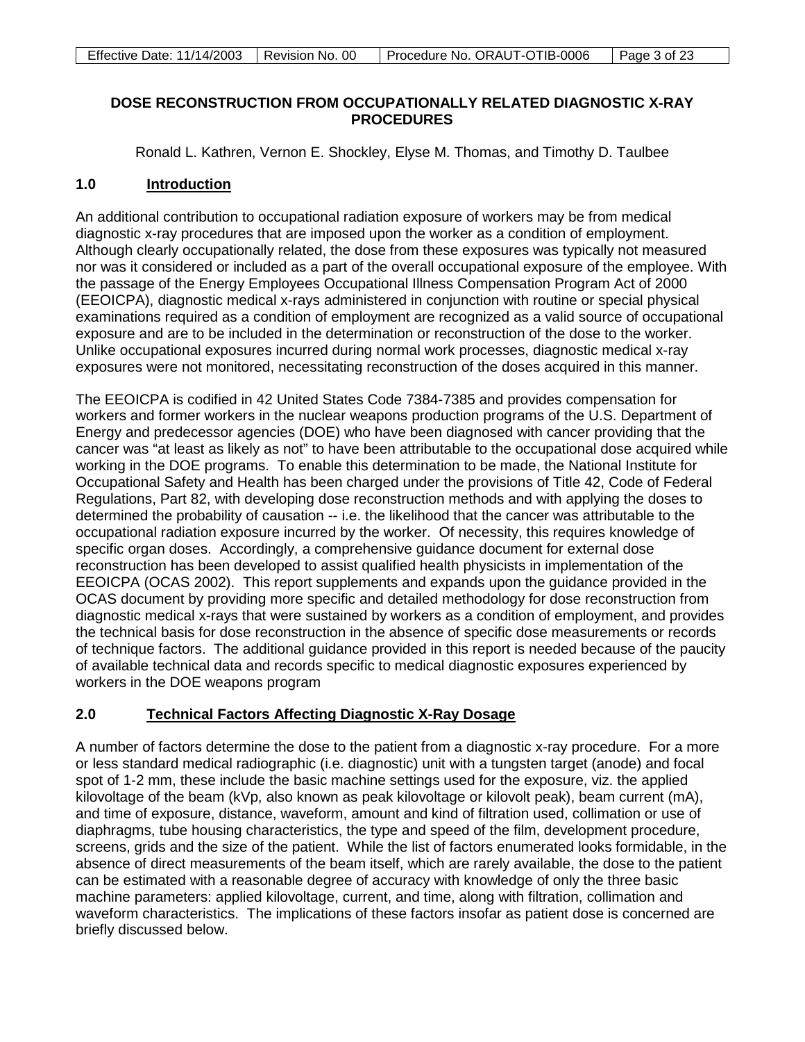## DOSE RECONSTRUCTION FROM OCCUPATIONALLY RELATED DIAGNOSTIC X-RAY PROCEDURES

Ronald L. Kathren, Vernon E. Shockley, Elyse M. Thomas, and Timothy D. Taulbee

## 1.0 Introduction

An additional contribution to occupational radiation exposure of workers may be from medical diagnostic x-ray procedures that are imposed upon the worker as a condition of employment. Although clearly occupationally related, the dose from these exposures was typically not measured nor was it considered or included as a part of the overall occupational exposure of the employee. With the passage of the Energy Employees Occupational Illness Compensation Program Act of 2000 (EEOICPA), diagnostic medical x-rays administered in conjunction with routine or special physical examinations required as a condition of employment are recognized as a valid source of occupational exposure and are to be included in the determination or reconstruction of the dose to the worker. Unlike occupational exposures incurred during normal work processes, diagnostic medical x-ray exposures were not monitored, necessitating reconstruction of the doses acquired in this manner.

The EEOICPA is codified in 42 United States Code 7384-7385 and provides compensation for workers and former workers in the nuclear weapons production programs of the U.S. Department of Energy and predecessor agencies (DOE) who have been diagnosed with cancer providing that the cancer was "at least as likely as not" to have been attributable to the occupational dose acquired while working in the DOE programs. To enable this determination to be made, the National Institute for Occupational Safety and Health has been charged under the provisions of Title 42, Code of Federal Regulations, Part 82, with developing dose reconstruction methods and with applying the doses to determined the probability of causation -- i.e. the likelihood that the cancer was attributable to the occupational radiation exposure incurred by the worker. Of necessity, this requires knowledge of specific organ doses. Accordingly, a comprehensive guidance document for external dose reconstruction has been developed to assist qualified health physicists in implementation of the EEOICPA (OCAS 2002). This report supplements and expands upon the guidance provided in the OCAS document by providing more specific and detailed methodology for dose reconstruction from diagnostic medical x-rays that were sustained by workers as a condition of employment, and provides the technical basis for dose reconstruction in the absence of specific dose measurements or records of technique factors. The additional guidance provided in this report is needed because of the paucity of available technical data and records specific to medical diagnostic exposures experienced by workers in the DOE weapons program

## 2.0 Technical Factors Affecting Diagnostic X-Ray Dosage

A number of factors determine the dose to the patient from a diagnostic x-ray procedure. For a more or less standard medical radiographic (i.e. diagnostic) unit with a tungsten target (anode) and focal spot of 1-2 mm, these include the basic machine settings used for the exposure, viz. the applied kilovoltage of the beam (kVp, also known as peak kilovoltage or kilovolt peak), beam current (mA), and time of exposure, distance, waveform, amount and kind of filtration used, collimation or use of diaphragms, tube housing characteristics, the type and speed of the film, development procedure, screens, grids and the size of the patient. While the list of factors enumerated looks formidable, in the absence of direct measurements of the beam itself, which are rarely available, the dose to the patient can be estimated with a reasonable degree of accuracy with knowledge of only the three basic machine parameters: applied kilovoltage, current, and time, along with filtration, collimation and waveform characteristics. The implications of these factors insofar as patient dose is concerned are briefly discussed below.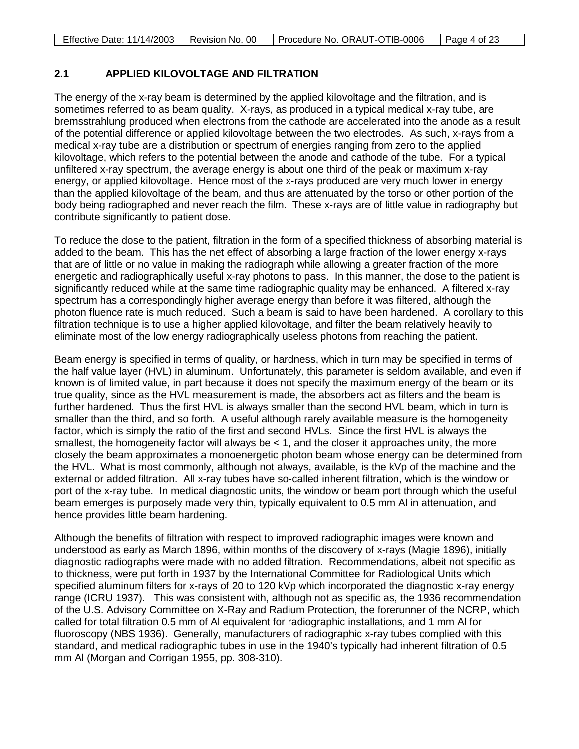## 2.1 APPLIED KILOVOLTAGE AND FILTRATION

The energy of the x-ray beam is determined by the applied kilovoltage and the filtration, and is sometimes referred to as beam quality. X-rays, as produced in a typical medical x-ray tube, are bremsstrahlung produced when electrons from the cathode are accelerated into the anode as a result of the potential difference or applied kilovoltage between the two electrodes. As such, x-rays from a medical x-ray tube are a distribution or spectrum of energies ranging from zero to the applied kilovoltage, which refers to the potential between the anode and cathode of the tube. For a typical unfiltered x-ray spectrum, the average energy is about one third of the peak or maximum x-ray energy, or applied kilovoltage. Hence most of the x-rays produced are very much lower in energy than the applied kilovoltage of the beam, and thus are attenuated by the torso or other portion of the body being radiographed and never reach the film. These x-rays are of little value in radiography but contribute significantly to patient dose.

To reduce the dose to the patient, filtration in the form of a specified thickness of absorbing material is added to the beam. This has the net effect of absorbing a large fraction of the lower energy x-rays that are of little or no value in making the radiograph while allowing a greater fraction of the more energetic and radiographically useful x-ray photons to pass. In this manner, the dose to the patient is significantly reduced while at the same time radiographic quality may be enhanced. A filtered x-ray spectrum has a correspondingly higher average energy than before it was filtered, although the photon fluence rate is much reduced. Such a beam is said to have been hardened. A corollary to this filtration technique is to use a higher applied kilovoltage, and filter the beam relatively heavily to eliminate most of the low energy radiographically useless photons from reaching the patient.

Beam energy is specified in terms of quality, or hardness, which in turn may be specified in terms of the half value layer (HVL) in aluminum. Unfortunately, this parameter is seldom available, and even if known is of limited value, in part because it does not specify the maximum energy of the beam or its true quality, since as the HVL measurement is made, the absorbers act as filters and the beam is further hardened. Thus the first HVL is always smaller than the second HVL beam, which in turn is smaller than the third, and so forth. A useful although rarely available measure is the homogeneity factor, which is simply the ratio of the first and second HVLs. Since the first HVL is always the smallest, the homogeneity factor will always be < 1, and the closer it approaches unity, the more closely the beam approximates a monoenergetic photon beam whose energy can be determined from the HVL. What is most commonly, although not always, available, is the kVp of the machine and the external or added filtration. All x-ray tubes have so-called inherent filtration, which is the window or port of the x-ray tube. In medical diagnostic units, the window or beam port through which the useful beam emerges is purposely made very thin, typically equivalent to 0.5 mm Al in attenuation, and hence provides little beam hardening.

Although the benefits of filtration with respect to improved radiographic images were known and understood as early as March 1896, within months of the discovery of x-rays (Magie 1896), initially diagnostic radiographs were made with no added filtration. Recommendations, albeit not specific as to thickness, were put forth in 1937 by the International Committee for Radiological Units which specified aluminum filters for x-rays of 20 to 120 kVp which incorporated the diagnostic x-ray energy range (ICRU 1937). This was consistent with, although not as specific as, the 1936 recommendation of the U.S. Advisory Committee on X-Ray and Radium Protection, the forerunner of the NCRP, which called for total filtration 0.5 mm of Al equivalent for radiographic installations, and 1 mm Al for fluoroscopy (NBS 1936). Generally, manufacturers of radiographic x-ray tubes complied with this standard, and medical radiographic tubes in use in the 1940's typically had inherent filtration of 0.5 mm Al (Morgan and Corrigan 1955, pp. 308-310).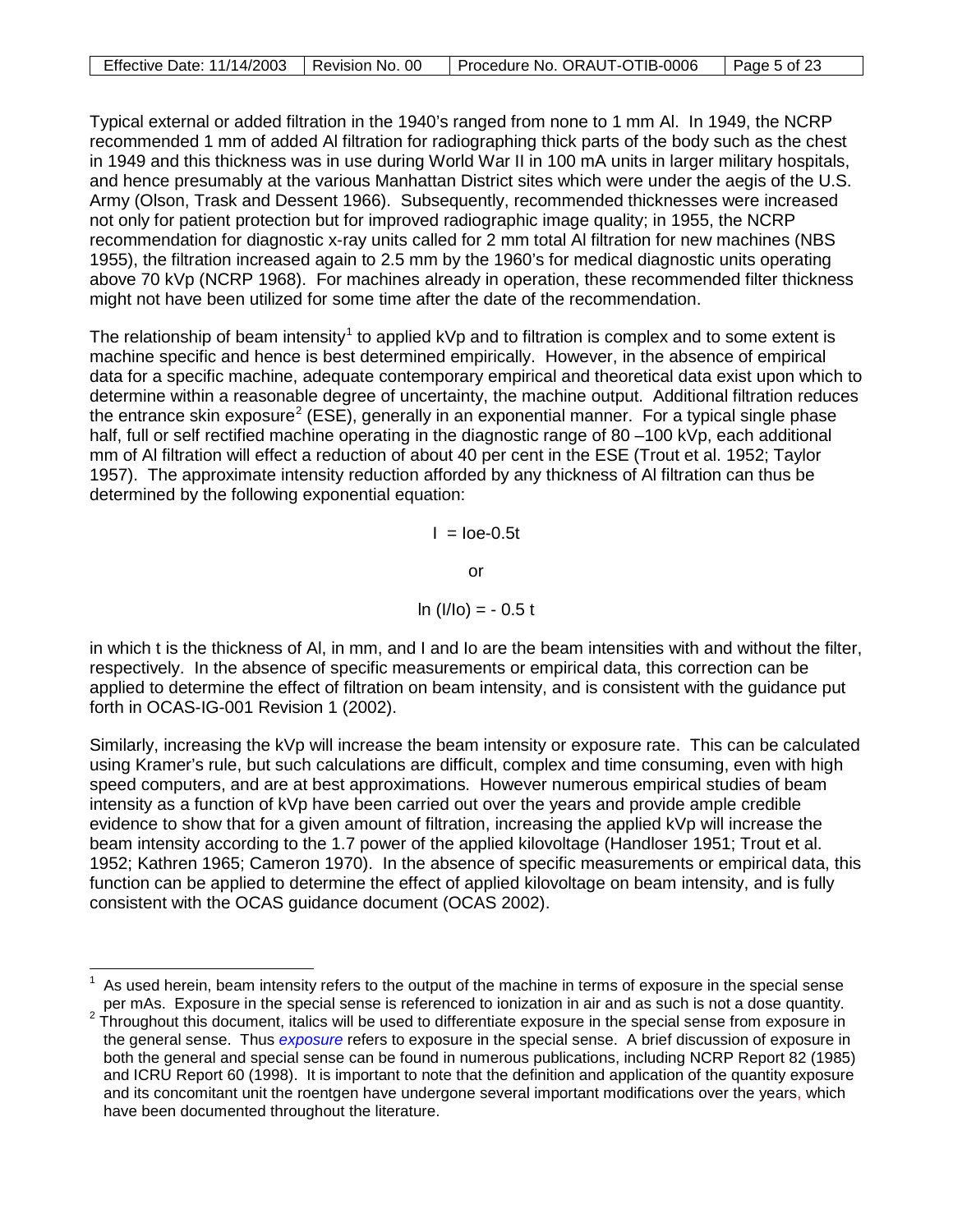Typical external or added filtration in the 1940's ranged from none to 1 mm Al. In 1949, the NCRP recommended 1 mm of added Al filtration for radiographing thick parts of the body such as the chest in 1949 and this thickness was in use during World War II in 100 mA units in larger military hospitals, and hence presumably at the various Manhattan District sites which were under the aegis of the U.S. Army (Olson, Trask and Dessent 1966). Subsequently, recommended thicknesses were increased not only for patient protection but for improved radiographic image quality; in 1955, the NCRP recommendation for diagnostic x-ray units called for 2 mm total Al filtration for new machines (NBS 1955), the filtration increased again to 2.5 mm by the 1960's for medical diagnostic units operating above 70 kVp (NCRP 1968). For machines already in operation, these recommended filter thickness might not have been utilized for some time after the date of the recommendation.

The relationship of beam intensity[1] to applied kVp and to filtration is complex and to some extent is machine specific and hence is best determined empirically. However, in the absence of empirical data for a specific machine, adequate contemporary empirical and theoretical data exist upon which to determine within a reasonable degree of uncertainty, the machine output. Additional filtration reduces the entrance skin exposure[2] (ESE), generally in an exponential manner. For a typical single phase half, full or self rectified machine operating in the diagnostic range of 80 –100 kVp, each additional mm of Al filtration will effect a reduction of about 40 per cent in the ESE (Trout et al. 1952; Taylor 1957). The approximate intensity reduction afforded by any thickness of Al filtration can thus be determined by the following exponential equation:

$$I = I_o e^{-0.5t}$$

or

$$\ln (I/I_o) = -0.5\,t$$

in which t is the thickness of Al, in mm, and I and Io are the beam intensities with and without the filter, respectively. In the absence of specific measurements or empirical data, this correction can be applied to determine the effect of filtration on beam intensity, and is consistent with the guidance put forth in OCAS-IG-001 Revision 1 (2002).

Similarly, increasing the kVp will increase the beam intensity or exposure rate. This can be calculated using Kramer's rule, but such calculations are difficult, complex and time consuming, even with high speed computers, and are at best approximations. However numerous empirical studies of beam intensity as a function of kVp have been carried out over the years and provide ample credible evidence to show that for a given amount of filtration, increasing the applied kVp will increase the beam intensity according to the 1.7 power of the applied kilovoltage (Handloser 1951; Trout et al. 1952; Kathren 1965; Cameron 1970). In the absence of specific measurements or empirical data, this function can be applied to determine the effect of applied kilovoltage on beam intensity, and is fully consistent with the OCAS guidance document (OCAS 2002).

---

[1] As used herein, beam intensity refers to the output of the machine in terms of exposure in the special sense per mAs. Exposure in the special sense is referenced to ionization in air and as such is not a dose quantity.

[2] Throughout this document, italics will be used to differentiate exposure in the special sense from exposure in the general sense. Thus *exposure* refers to exposure in the special sense. A brief discussion of exposure in both the general and special sense can be found in numerous publications, including NCRP Report 82 (1985) and ICRU Report 60 (1998). It is important to note that the definition and application of the quantity exposure and its concomitant unit the roentgen have undergone several important modifications over the years, which have been documented throughout the literature.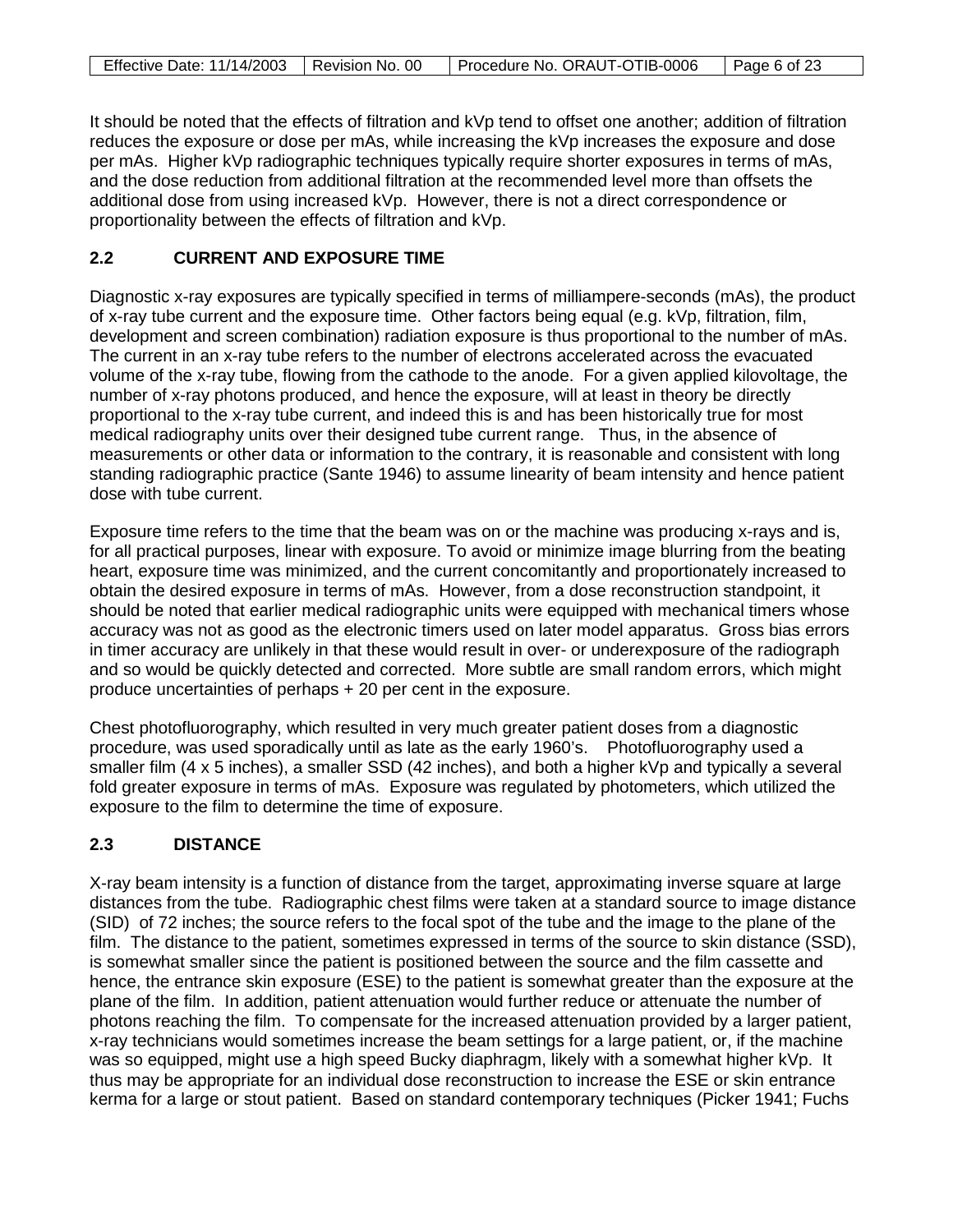It should be noted that the effects of filtration and kVp tend to offset one another; addition of filtration reduces the exposure or dose per mAs, while increasing the kVp increases the exposure and dose per mAs. Higher kVp radiographic techniques typically require shorter exposures in terms of mAs, and the dose reduction from additional filtration at the recommended level more than offsets the additional dose from using increased kVp. However, there is not a direct correspondence or proportionality between the effects of filtration and kVp.

## 2.2 CURRENT AND EXPOSURE TIME

Diagnostic x-ray exposures are typically specified in terms of milliampere-seconds (mAs), the product of x-ray tube current and the exposure time. Other factors being equal (e.g. kVp, filtration, film, development and screen combination) radiation exposure is thus proportional to the number of mAs. The current in an x-ray tube refers to the number of electrons accelerated across the evacuated volume of the x-ray tube, flowing from the cathode to the anode. For a given applied kilovoltage, the number of x-ray photons produced, and hence the exposure, will at least in theory be directly proportional to the x-ray tube current, and indeed this is and has been historically true for most medical radiography units over their designed tube current range. Thus, in the absence of measurements or other data or information to the contrary, it is reasonable and consistent with long standing radiographic practice (Sante 1946) to assume linearity of beam intensity and hence patient dose with tube current.

Exposure time refers to the time that the beam was on or the machine was producing x-rays and is, for all practical purposes, linear with exposure. To avoid or minimize image blurring from the beating heart, exposure time was minimized, and the current concomitantly and proportionately increased to obtain the desired exposure in terms of mAs. However, from a dose reconstruction standpoint, it should be noted that earlier medical radiographic units were equipped with mechanical timers whose accuracy was not as good as the electronic timers used on later model apparatus. Gross bias errors in timer accuracy are unlikely in that these would result in over- or underexposure of the radiograph and so would be quickly detected and corrected. More subtle are small random errors, which might produce uncertainties of perhaps + 20 per cent in the exposure.

Chest photofluorography, which resulted in very much greater patient doses from a diagnostic procedure, was used sporadically until as late as the early 1960's. Photofluorography used a smaller film (4 x 5 inches), a smaller SSD (42 inches), and both a higher kVp and typically a several fold greater exposure in terms of mAs. Exposure was regulated by photometers, which utilized the exposure to the film to determine the time of exposure.

## 2.3 DISTANCE

X-ray beam intensity is a function of distance from the target, approximating inverse square at large distances from the tube. Radiographic chest films were taken at a standard source to image distance (SID) of 72 inches; the source refers to the focal spot of the tube and the image to the plane of the film. The distance to the patient, sometimes expressed in terms of the source to skin distance (SSD), is somewhat smaller since the patient is positioned between the source and the film cassette and hence, the entrance skin exposure (ESE) to the patient is somewhat greater than the exposure at the plane of the film. In addition, patient attenuation would further reduce or attenuate the number of photons reaching the film. To compensate for the increased attenuation provided by a larger patient, x-ray technicians would sometimes increase the beam settings for a large patient, or, if the machine was so equipped, might use a high speed Bucky diaphragm, likely with a somewhat higher kVp. It thus may be appropriate for an individual dose reconstruction to increase the ESE or skin entrance kerma for a large or stout patient. Based on standard contemporary techniques (Picker 1941; Fuchs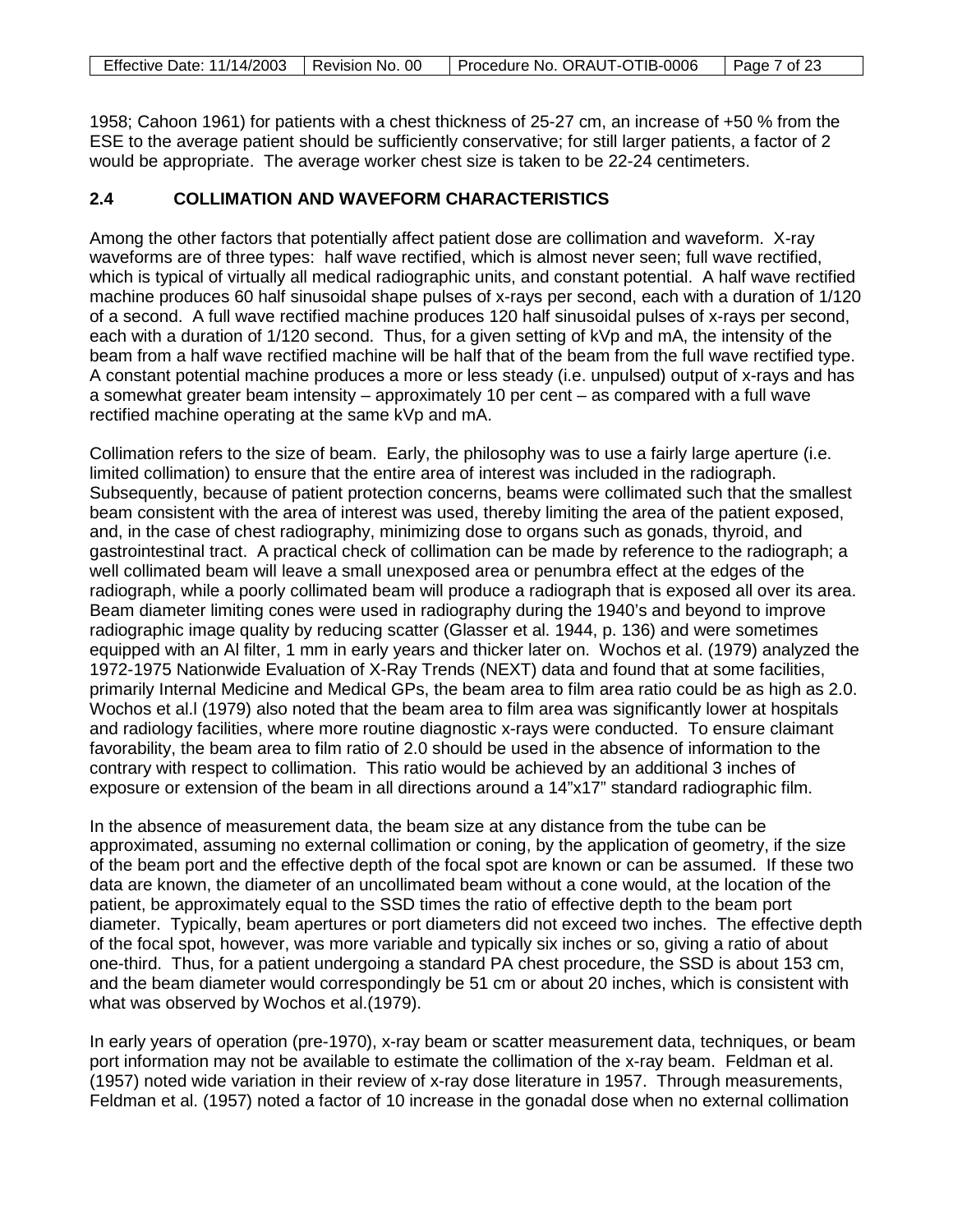1958; Cahoon 1961) for patients with a chest thickness of 25-27 cm, an increase of +50 % from the ESE to the average patient should be sufficiently conservative; for still larger patients, a factor of 2 would be appropriate. The average worker chest size is taken to be 22-24 centimeters.

## 2.4 COLLIMATION AND WAVEFORM CHARACTERISTICS

Among the other factors that potentially affect patient dose are collimation and waveform. X-ray waveforms are of three types: half wave rectified, which is almost never seen; full wave rectified, which is typical of virtually all medical radiographic units, and constant potential. A half wave rectified machine produces 60 half sinusoidal shape pulses of x-rays per second, each with a duration of 1/120 of a second. A full wave rectified machine produces 120 half sinusoidal pulses of x-rays per second, each with a duration of 1/120 second. Thus, for a given setting of kVp and mA, the intensity of the beam from a half wave rectified machine will be half that of the beam from the full wave rectified type. A constant potential machine produces a more or less steady (i.e. unpulsed) output of x-rays and has a somewhat greater beam intensity – approximately 10 per cent – as compared with a full wave rectified machine operating at the same kVp and mA.

Collimation refers to the size of beam. Early, the philosophy was to use a fairly large aperture (i.e. limited collimation) to ensure that the entire area of interest was included in the radiograph. Subsequently, because of patient protection concerns, beams were collimated such that the smallest beam consistent with the area of interest was used, thereby limiting the area of the patient exposed, and, in the case of chest radiography, minimizing dose to organs such as gonads, thyroid, and gastrointestinal tract. A practical check of collimation can be made by reference to the radiograph; a well collimated beam will leave a small unexposed area or penumbra effect at the edges of the radiograph, while a poorly collimated beam will produce a radiograph that is exposed all over its area. Beam diameter limiting cones were used in radiography during the 1940's and beyond to improve radiographic image quality by reducing scatter (Glasser et al. 1944, p. 136) and were sometimes equipped with an Al filter, 1 mm in early years and thicker later on. Wochos et al. (1979) analyzed the 1972-1975 Nationwide Evaluation of X-Ray Trends (NEXT) data and found that at some facilities, primarily Internal Medicine and Medical GPs, the beam area to film area ratio could be as high as 2.0. Wochos et al.l (1979) also noted that the beam area to film area was significantly lower at hospitals and radiology facilities, where more routine diagnostic x-rays were conducted. To ensure claimant favorability, the beam area to film ratio of 2.0 should be used in the absence of information to the contrary with respect to collimation. This ratio would be achieved by an additional 3 inches of exposure or extension of the beam in all directions around a 14"x17" standard radiographic film.

In the absence of measurement data, the beam size at any distance from the tube can be approximated, assuming no external collimation or coning, by the application of geometry, if the size of the beam port and the effective depth of the focal spot are known or can be assumed. If these two data are known, the diameter of an uncollimated beam without a cone would, at the location of the patient, be approximately equal to the SSD times the ratio of effective depth to the beam port diameter. Typically, beam apertures or port diameters did not exceed two inches. The effective depth of the focal spot, however, was more variable and typically six inches or so, giving a ratio of about one-third. Thus, for a patient undergoing a standard PA chest procedure, the SSD is about 153 cm, and the beam diameter would correspondingly be 51 cm or about 20 inches, which is consistent with what was observed by Wochos et al.(1979).

In early years of operation (pre-1970), x-ray beam or scatter measurement data, techniques, or beam port information may not be available to estimate the collimation of the x-ray beam. Feldman et al. (1957) noted wide variation in their review of x-ray dose literature in 1957. Through measurements, Feldman et al. (1957) noted a factor of 10 increase in the gonadal dose when no external collimation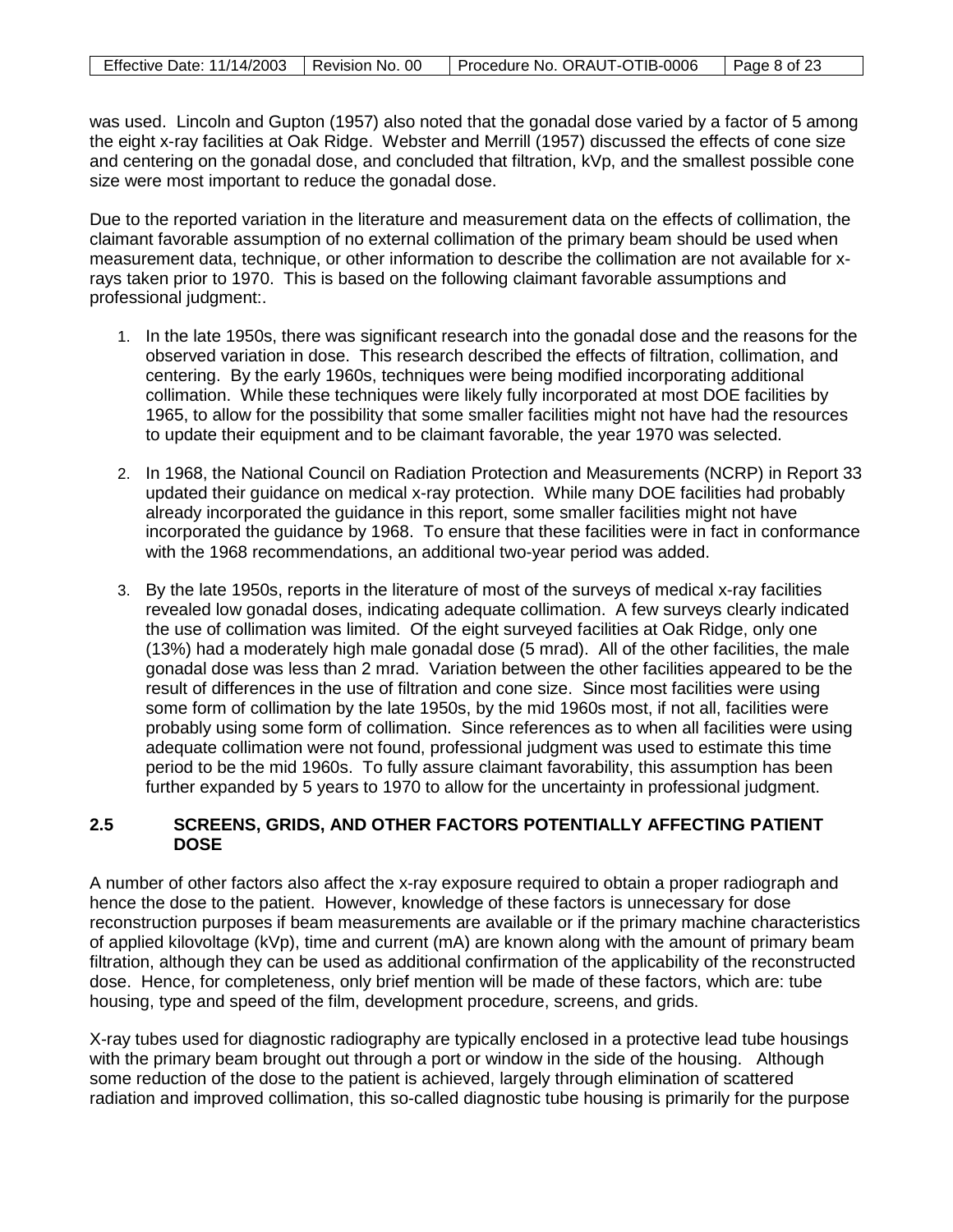was used. Lincoln and Gupton (1957) also noted that the gonadal dose varied by a factor of 5 among the eight x-ray facilities at Oak Ridge. Webster and Merrill (1957) discussed the effects of cone size and centering on the gonadal dose, and concluded that filtration, kVp, and the smallest possible cone size were most important to reduce the gonadal dose.

Due to the reported variation in the literature and measurement data on the effects of collimation, the claimant favorable assumption of no external collimation of the primary beam should be used when measurement data, technique, or other information to describe the collimation are not available for x-rays taken prior to 1970. This is based on the following claimant favorable assumptions and professional judgment:.

1. In the late 1950s, there was significant research into the gonadal dose and the reasons for the observed variation in dose. This research described the effects of filtration, collimation, and centering. By the early 1960s, techniques were being modified incorporating additional collimation. While these techniques were likely fully incorporated at most DOE facilities by 1965, to allow for the possibility that some smaller facilities might not have had the resources to update their equipment and to be claimant favorable, the year 1970 was selected.

2. In 1968, the National Council on Radiation Protection and Measurements (NCRP) in Report 33 updated their guidance on medical x-ray protection. While many DOE facilities had probably already incorporated the guidance in this report, some smaller facilities might not have incorporated the guidance by 1968. To ensure that these facilities were in fact in conformance with the 1968 recommendations, an additional two-year period was added.

3. By the late 1950s, reports in the literature of most of the surveys of medical x-ray facilities revealed low gonadal doses, indicating adequate collimation. A few surveys clearly indicated the use of collimation was limited. Of the eight surveyed facilities at Oak Ridge, only one (13%) had a moderately high male gonadal dose (5 mrad). All of the other facilities, the male gonadal dose was less than 2 mrad. Variation between the other facilities appeared to be the result of differences in the use of filtration and cone size. Since most facilities were using some form of collimation by the late 1950s, by the mid 1960s most, if not all, facilities were probably using some form of collimation. Since references as to when all facilities were using adequate collimation were not found, professional judgment was used to estimate this time period to be the mid 1960s. To fully assure claimant favorability, this assumption has been further expanded by 5 years to 1970 to allow for the uncertainty in professional judgment.

## 2.5 SCREENS, GRIDS, AND OTHER FACTORS POTENTIALLY AFFECTING PATIENT DOSE

A number of other factors also affect the x-ray exposure required to obtain a proper radiograph and hence the dose to the patient. However, knowledge of these factors is unnecessary for dose reconstruction purposes if beam measurements are available or if the primary machine characteristics of applied kilovoltage (kVp), time and current (mA) are known along with the amount of primary beam filtration, although they can be used as additional confirmation of the applicability of the reconstructed dose. Hence, for completeness, only brief mention will be made of these factors, which are: tube housing, type and speed of the film, development procedure, screens, and grids.

X-ray tubes used for diagnostic radiography are typically enclosed in a protective lead tube housings with the primary beam brought out through a port or window in the side of the housing. Although some reduction of the dose to the patient is achieved, largely through elimination of scattered radiation and improved collimation, this so-called diagnostic tube housing is primarily for the purpose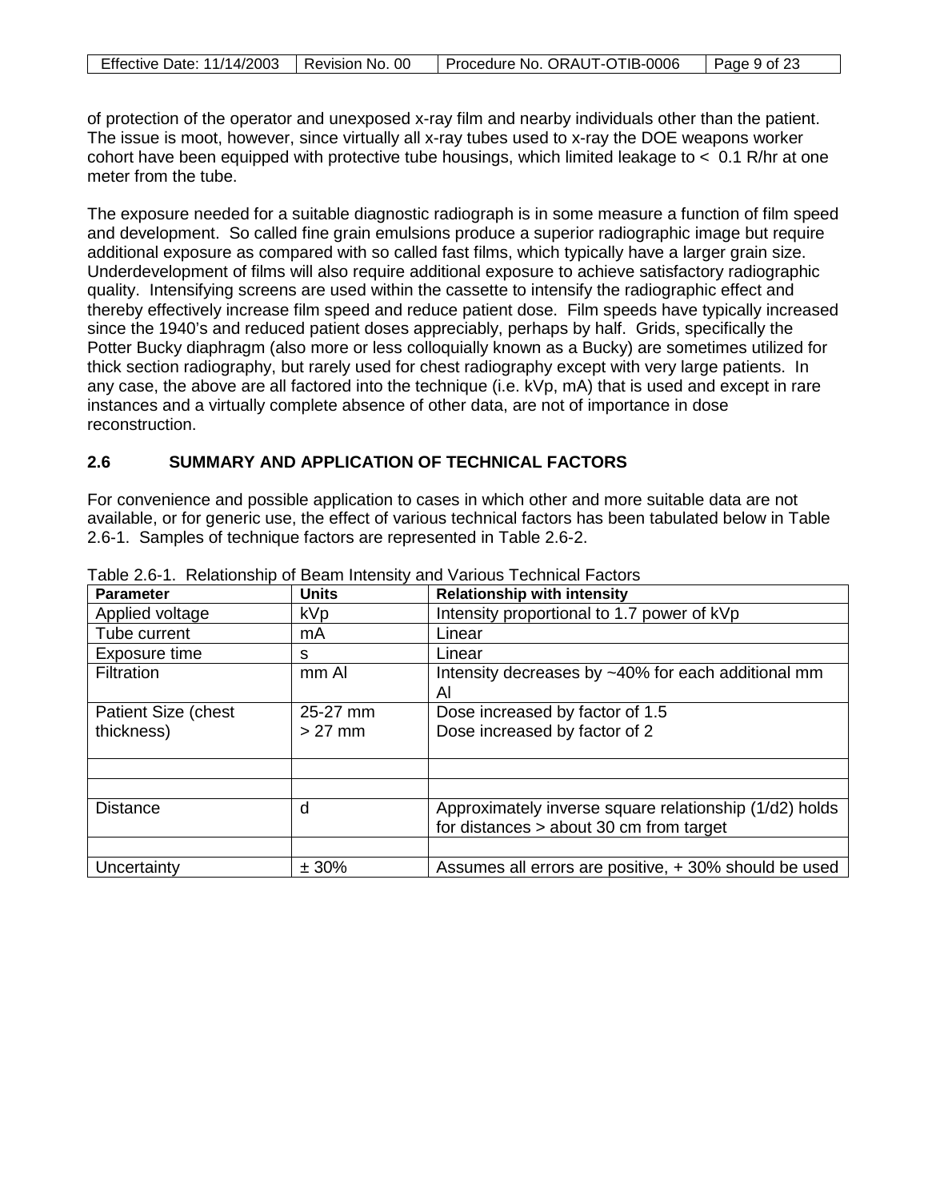of protection of the operator and unexposed x-ray film and nearby individuals other than the patient. The issue is moot, however, since virtually all x-ray tubes used to x-ray the DOE weapons worker cohort have been equipped with protective tube housings, which limited leakage to < 0.1 R/hr at one meter from the tube.

The exposure needed for a suitable diagnostic radiograph is in some measure a function of film speed and development. So called fine grain emulsions produce a superior radiographic image but require additional exposure as compared with so called fast films, which typically have a larger grain size. Underdevelopment of films will also require additional exposure to achieve satisfactory radiographic quality. Intensifying screens are used within the cassette to intensify the radiographic effect and thereby effectively increase film speed and reduce patient dose. Film speeds have typically increased since the 1940's and reduced patient doses appreciably, perhaps by half. Grids, specifically the Potter Bucky diaphragm (also more or less colloquially known as a Bucky) are sometimes utilized for thick section radiography, but rarely used for chest radiography except with very large patients. In any case, the above are all factored into the technique (i.e. kVp, mA) that is used and except in rare instances and a virtually complete absence of other data, are not of importance in dose reconstruction.

## 2.6 SUMMARY AND APPLICATION OF TECHNICAL FACTORS

For convenience and possible application to cases in which other and more suitable data are not available, or for generic use, the effect of various technical factors has been tabulated below in Table 2.6-1. Samples of technique factors are represented in Table 2.6-2.

Table 2.6-1. Relationship of Beam Intensity and Various Technical Factors

| Parameter | Units | Relationship with intensity |
|---|---|---|
| Applied voltage | kVp | Intensity proportional to 1.7 power of kVp |
| Tube current | mA | Linear |
| Exposure time | s | Linear |
| Filtration | mm Al | Intensity decreases by ~40% for each additional mm Al |
| Patient Size (chest thickness) | 25-27 mm<br>> 27 mm | Dose increased by factor of 1.5<br>Dose increased by factor of 2 |
| | | |
| | | |
| Distance | d | Approximately inverse square relationship (1/d2) holds for distances > about 30 cm from target |
| | | |
| Uncertainty | ± 30% | Assumes all errors are positive, + 30% should be used |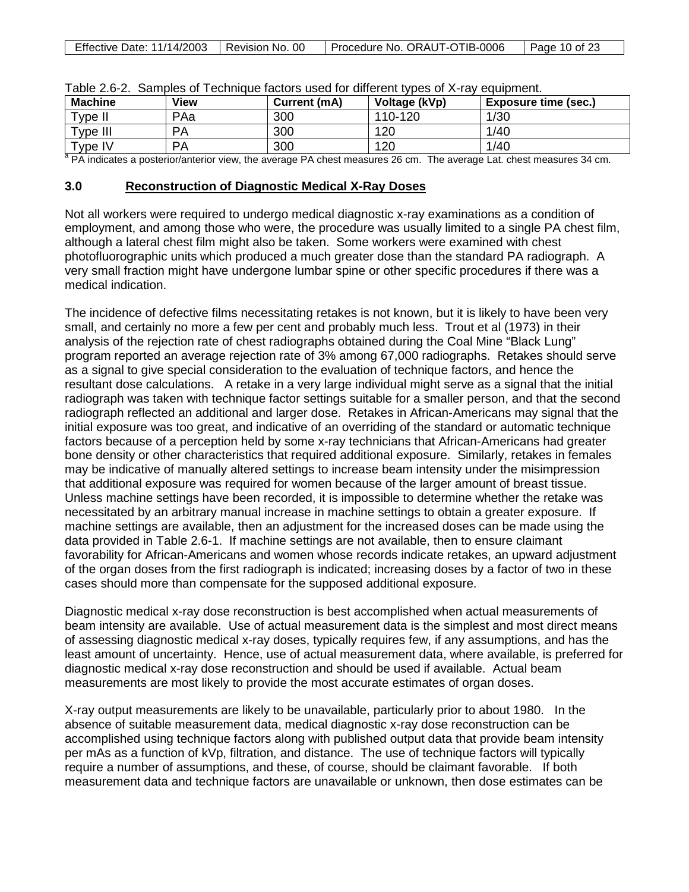Table 2.6-2. Samples of Technique factors used for different types of X-ray equipment.

| Machine | View | Current (mA) | Voltage (kVp) | Exposure time (sec.) |
|---|---|---|---|---|
| Type II | PA[a] | 300 | 110-120 | 1/30 |
| Type III | PA | 300 | 120 | 1/40 |
| Type IV | PA | 300 | 120 | 1/40 |

[a] PA indicates a posterior/anterior view, the average PA chest measures 26 cm. The average Lat. chest measures 34 cm.

## 3.0 Reconstruction of Diagnostic Medical X-Ray Doses

Not all workers were required to undergo medical diagnostic x-ray examinations as a condition of employment, and among those who were, the procedure was usually limited to a single PA chest film, although a lateral chest film might also be taken. Some workers were examined with chest photofluorographic units which produced a much greater dose than the standard PA radiograph. A very small fraction might have undergone lumbar spine or other specific procedures if there was a medical indication.

The incidence of defective films necessitating retakes is not known, but it is likely to have been very small, and certainly no more a few per cent and probably much less. Trout et al (1973) in their analysis of the rejection rate of chest radiographs obtained during the Coal Mine "Black Lung" program reported an average rejection rate of 3% among 67,000 radiographs. Retakes should serve as a signal to give special consideration to the evaluation of technique factors, and hence the resultant dose calculations. A retake in a very large individual might serve as a signal that the initial radiograph was taken with technique factor settings suitable for a smaller person, and that the second radiograph reflected an additional and larger dose. Retakes in African-Americans may signal that the initial exposure was too great, and indicative of an overriding of the standard or automatic technique factors because of a perception held by some x-ray technicians that African-Americans had greater bone density or other characteristics that required additional exposure. Similarly, retakes in females may be indicative of manually altered settings to increase beam intensity under the misimpression that additional exposure was required for women because of the larger amount of breast tissue. Unless machine settings have been recorded, it is impossible to determine whether the retake was necessitated by an arbitrary manual increase in machine settings to obtain a greater exposure. If machine settings are available, then an adjustment for the increased doses can be made using the data provided in Table 2.6-1. If machine settings are not available, then to ensure claimant favorability for African-Americans and women whose records indicate retakes, an upward adjustment of the organ doses from the first radiograph is indicated; increasing doses by a factor of two in these cases should more than compensate for the supposed additional exposure.

Diagnostic medical x-ray dose reconstruction is best accomplished when actual measurements of beam intensity are available. Use of actual measurement data is the simplest and most direct means of assessing diagnostic medical x-ray doses, typically requires few, if any assumptions, and has the least amount of uncertainty. Hence, use of actual measurement data, where available, is preferred for diagnostic medical x-ray dose reconstruction and should be used if available. Actual beam measurements are most likely to provide the most accurate estimates of organ doses.

X-ray output measurements are likely to be unavailable, particularly prior to about 1980. In the absence of suitable measurement data, medical diagnostic x-ray dose reconstruction can be accomplished using technique factors along with published output data that provide beam intensity per mAs as a function of kVp, filtration, and distance. The use of technique factors will typically require a number of assumptions, and these, of course, should be claimant favorable. If both measurement data and technique factors are unavailable or unknown, then dose estimates can be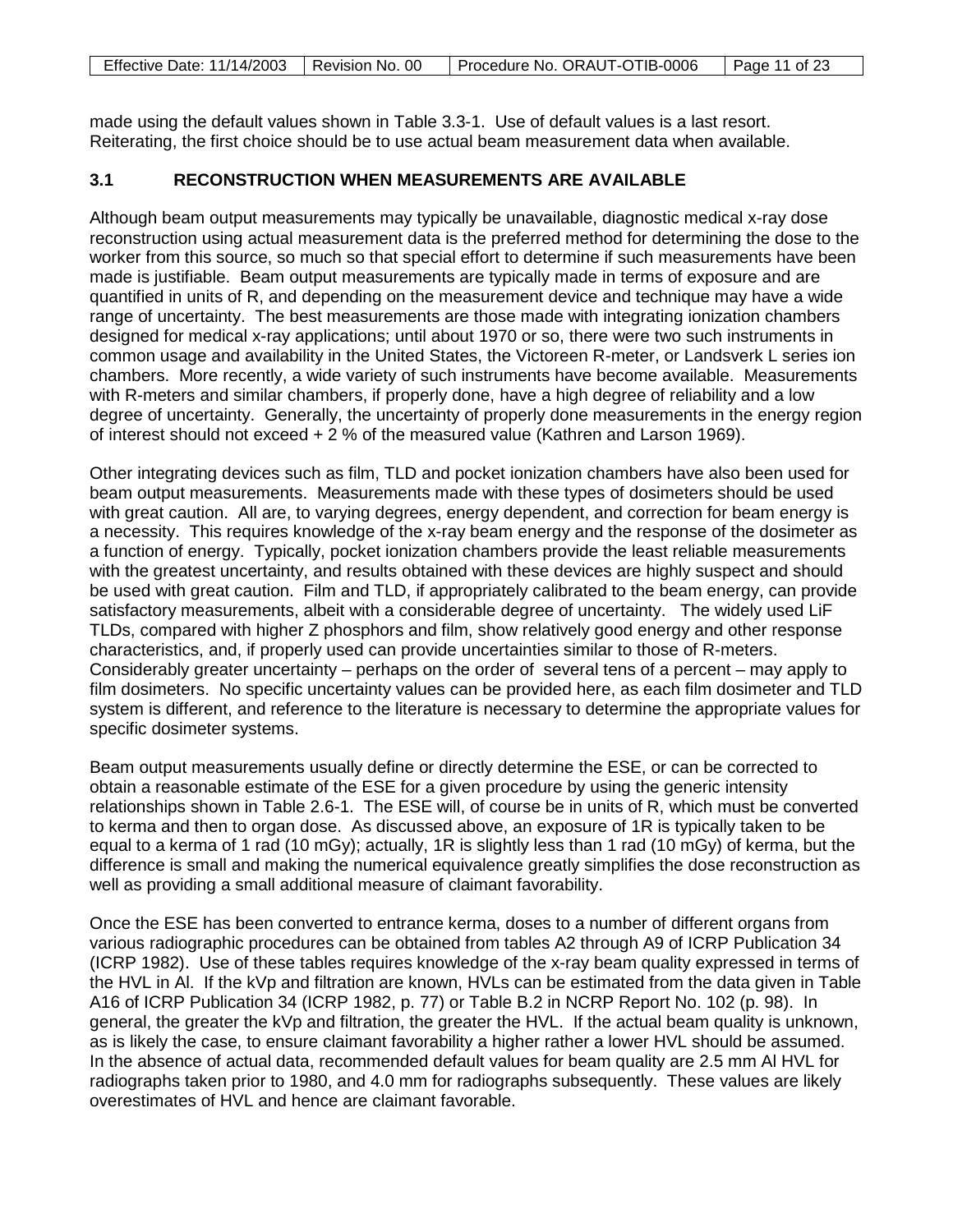made using the default values shown in Table 3.3-1. Use of default values is a last resort. Reiterating, the first choice should be to use actual beam measurement data when available.

## 3.1 RECONSTRUCTION WHEN MEASUREMENTS ARE AVAILABLE

Although beam output measurements may typically be unavailable, diagnostic medical x-ray dose reconstruction using actual measurement data is the preferred method for determining the dose to the worker from this source, so much so that special effort to determine if such measurements have been made is justifiable. Beam output measurements are typically made in terms of exposure and are quantified in units of R, and depending on the measurement device and technique may have a wide range of uncertainty. The best measurements are those made with integrating ionization chambers designed for medical x-ray applications; until about 1970 or so, there were two such instruments in common usage and availability in the United States, the Victoreen R-meter, or Landsverk L series ion chambers. More recently, a wide variety of such instruments have become available. Measurements with R-meters and similar chambers, if properly done, have a high degree of reliability and a low degree of uncertainty. Generally, the uncertainty of properly done measurements in the energy region of interest should not exceed + 2 % of the measured value (Kathren and Larson 1969).

Other integrating devices such as film, TLD and pocket ionization chambers have also been used for beam output measurements. Measurements made with these types of dosimeters should be used with great caution. All are, to varying degrees, energy dependent, and correction for beam energy is a necessity. This requires knowledge of the x-ray beam energy and the response of the dosimeter as a function of energy. Typically, pocket ionization chambers provide the least reliable measurements with the greatest uncertainty, and results obtained with these devices are highly suspect and should be used with great caution. Film and TLD, if appropriately calibrated to the beam energy, can provide satisfactory measurements, albeit with a considerable degree of uncertainty. The widely used LiF TLDs, compared with higher Z phosphors and film, show relatively good energy and other response characteristics, and, if properly used can provide uncertainties similar to those of R-meters. Considerably greater uncertainty – perhaps on the order of several tens of a percent – may apply to film dosimeters. No specific uncertainty values can be provided here, as each film dosimeter and TLD system is different, and reference to the literature is necessary to determine the appropriate values for specific dosimeter systems.

Beam output measurements usually define or directly determine the ESE, or can be corrected to obtain a reasonable estimate of the ESE for a given procedure by using the generic intensity relationships shown in Table 2.6-1. The ESE will, of course be in units of R, which must be converted to kerma and then to organ dose. As discussed above, an exposure of 1R is typically taken to be equal to a kerma of 1 rad (10 mGy); actually, 1R is slightly less than 1 rad (10 mGy) of kerma, but the difference is small and making the numerical equivalence greatly simplifies the dose reconstruction as well as providing a small additional measure of claimant favorability.

Once the ESE has been converted to entrance kerma, doses to a number of different organs from various radiographic procedures can be obtained from tables A2 through A9 of ICRP Publication 34 (ICRP 1982). Use of these tables requires knowledge of the x-ray beam quality expressed in terms of the HVL in Al. If the kVp and filtration are known, HVLs can be estimated from the data given in Table A16 of ICRP Publication 34 (ICRP 1982, p. 77) or Table B.2 in NCRP Report No. 102 (p. 98). In general, the greater the kVp and filtration, the greater the HVL. If the actual beam quality is unknown, as is likely the case, to ensure claimant favorability a higher rather a lower HVL should be assumed. In the absence of actual data, recommended default values for beam quality are 2.5 mm Al HVL for radiographs taken prior to 1980, and 4.0 mm for radiographs subsequently. These values are likely overestimates of HVL and hence are claimant favorable.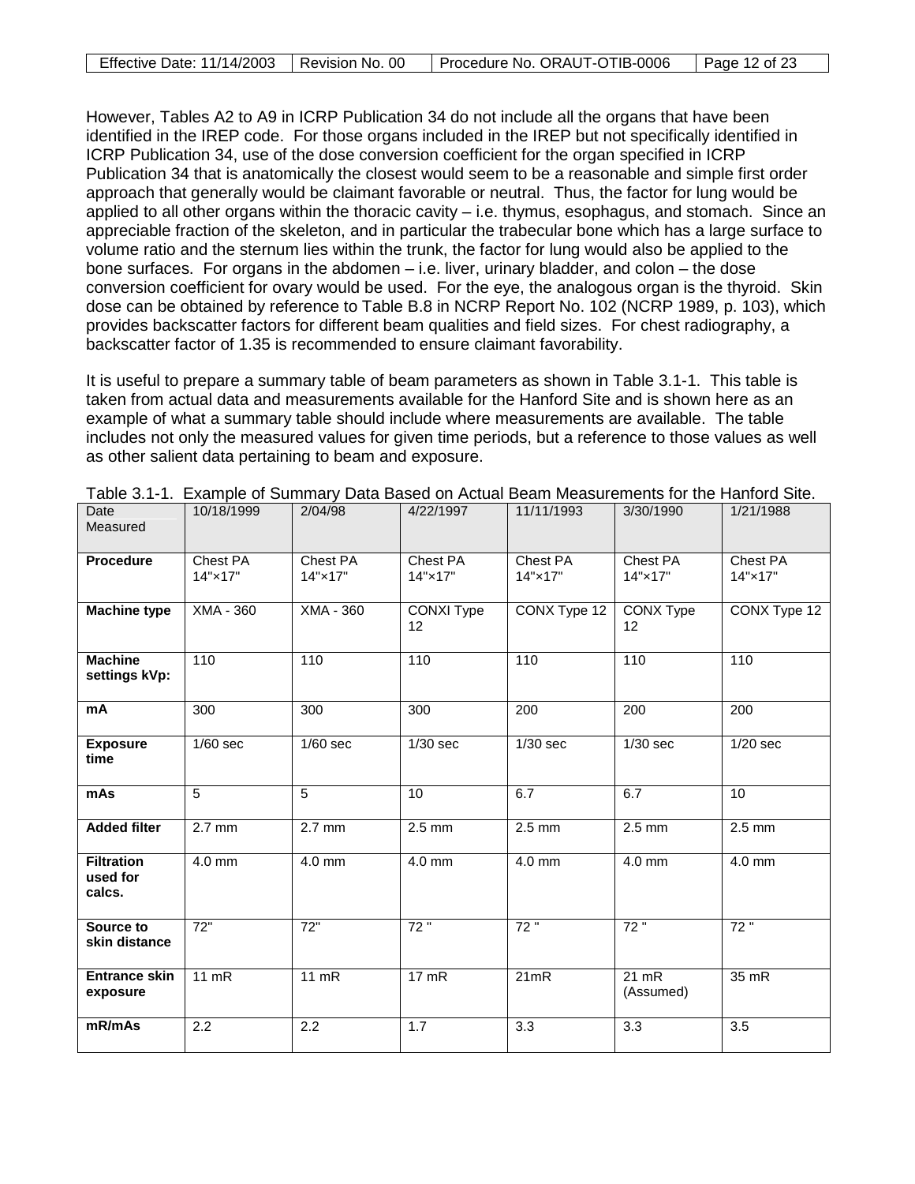However, Tables A2 to A9 in ICRP Publication 34 do not include all the organs that have been identified in the IREP code. For those organs included in the IREP but not specifically identified in ICRP Publication 34, use of the dose conversion coefficient for the organ specified in ICRP Publication 34 that is anatomically the closest would seem to be a reasonable and simple first order approach that generally would be claimant favorable or neutral. Thus, the factor for lung would be applied to all other organs within the thoracic cavity – i.e. thymus, esophagus, and stomach. Since an appreciable fraction of the skeleton, and in particular the trabecular bone which has a large surface to volume ratio and the sternum lies within the trunk, the factor for lung would also be applied to the bone surfaces. For organs in the abdomen – i.e. liver, urinary bladder, and colon – the dose conversion coefficient for ovary would be used. For the eye, the analogous organ is the thyroid. Skin dose can be obtained by reference to Table B.8 in NCRP Report No. 102 (NCRP 1989, p. 103), which provides backscatter factors for different beam qualities and field sizes. For chest radiography, a backscatter factor of 1.35 is recommended to ensure claimant favorability.

It is useful to prepare a summary table of beam parameters as shown in Table 3.1-1. This table is taken from actual data and measurements available for the Hanford Site and is shown here as an example of what a summary table should include where measurements are available. The table includes not only the measured values for given time periods, but a reference to those values as well as other salient data pertaining to beam and exposure.

Table 3.1-1. Example of Summary Data Based on Actual Beam Measurements for the Hanford Site.

| Date Measured | 10/18/1999 | 2/04/98 | 4/22/1997 | 11/11/1993 | 3/30/1990 | 1/21/1988 |
|---|---|---|---|---|---|---|
| **Procedure** | Chest PA 14"×17" | Chest PA 14"×17" | Chest PA 14"×17" | Chest PA 14"×17" | Chest PA 14"×17" | Chest PA 14"×17" |
| **Machine type** | XMA - 360 | XMA - 360 | CONXI Type 12 | CONX Type 12 | CONX Type 12 | CONX Type 12 |
| **Machine settings kVp:** | 110 | 110 | 110 | 110 | 110 | 110 |
| **mA** | 300 | 300 | 300 | 200 | 200 | 200 |
| **Exposure time** | 1/60 sec | 1/60 sec | 1/30 sec | 1/30 sec | 1/30 sec | 1/20 sec |
| **mAs** | 5 | 5 | 10 | 6.7 | 6.7 | 10 |
| **Added filter** | 2.7 mm | 2.7 mm | 2.5 mm | 2.5 mm | 2.5 mm | 2.5 mm |
| **Filtration used for calcs.** | 4.0 mm | 4.0 mm | 4.0 mm | 4.0 mm | 4.0 mm | 4.0 mm |
| **Source to skin distance** | 72" | 72" | 72 " | 72 " | 72 " | 72 " |
| **Entrance skin exposure** | 11 mR | 11 mR | 17 mR | 21mR | 21 mR (Assumed) | 35 mR |
| **mR/mAs** | 2.2 | 2.2 | 1.7 | 3.3 | 3.3 | 3.5 |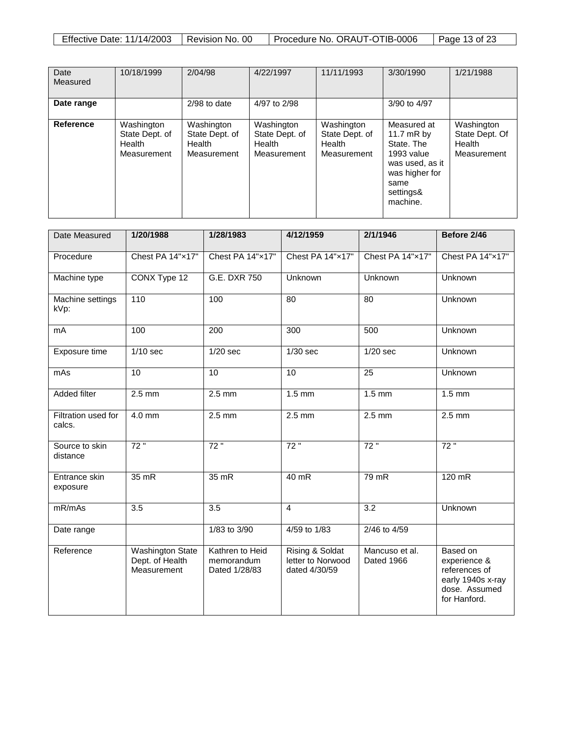| Date Measured | 10/18/1999 | 2/04/98 | 4/22/1997 | 11/11/1993 | 3/30/1990 | 1/21/1988 |
|---|---|---|---|---|---|---|
| **Date range** | | 2/98 to date | 4/97 to 2/98 | | 3/90 to 4/97 | |
| **Reference** | Washington State Dept. of Health Measurement | Washington State Dept. of Health Measurement | Washington State Dept. of Health Measurement | Washington State Dept. of Health Measurement | Measured at 11.7 mR by State. The 1993 value was used, as it was higher for same settings& machine. | Washington State Dept. Of Health Measurement |

| Date Measured | **1/20/1988** | **1/28/1983** | **4/12/1959** | **2/1/1946** | **Before 2/46** |
|---|---|---|---|---|---|
| Procedure | Chest PA 14"×17" | Chest PA 14"×17" | Chest PA 14"×17" | Chest PA 14"×17" | Chest PA 14"×17" |
| Machine type | CONX Type 12 | G.E. DXR 750 | Unknown | Unknown | Unknown |
| Machine settings kVp: | 110 | 100 | 80 | 80 | Unknown |
| mA | 100 | 200 | 300 | 500 | Unknown |
| Exposure time | 1/10 sec | 1/20 sec | 1/30 sec | 1/20 sec | Unknown |
| mAs | 10 | 10 | 10 | 25 | Unknown |
| Added filter | 2.5 mm | 2.5 mm | 1.5 mm | 1.5 mm | 1.5 mm |
| Filtration used for calcs. | 4.0 mm | 2.5 mm | 2.5 mm | 2.5 mm | 2.5 mm |
| Source to skin distance | 72 " | 72 " | 72 " | 72 " | 72 " |
| Entrance skin exposure | 35 mR | 35 mR | 40 mR | 79 mR | 120 mR |
| mR/mAs | 3.5 | 3.5 | 4 | 3.2 | Unknown |
| Date range | | 1/83 to 3/90 | 4/59 to 1/83 | 2/46 to 4/59 | |
| Reference | Washington State Dept. of Health Measurement | Kathren to Heid memorandum Dated 1/28/83 | Rising & Soldat letter to Norwood dated 4/30/59 | Mancuso et al. Dated 1966 | Based on experience & references of early 1940s x-ray dose. Assumed for Hanford. |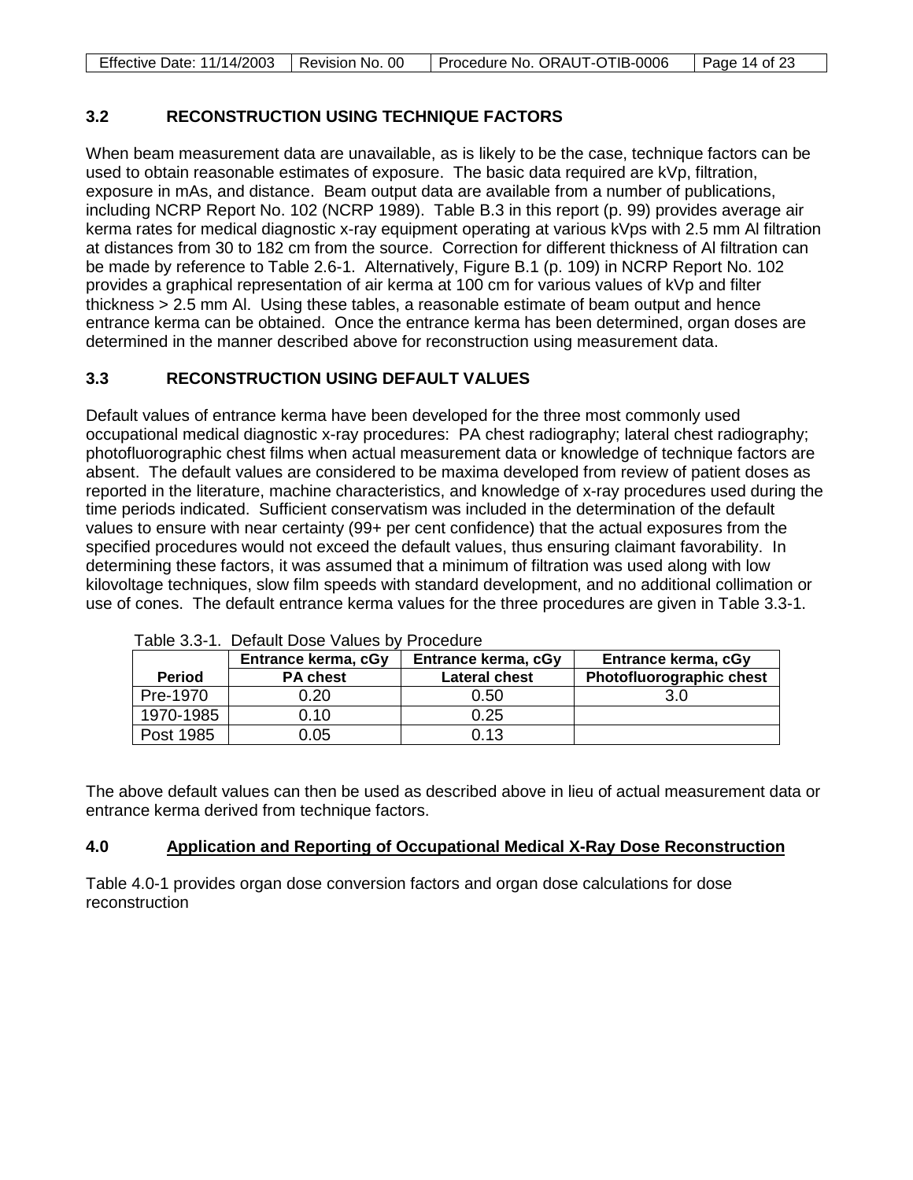### 3.2 RECONSTRUCTION USING TECHNIQUE FACTORS

When beam measurement data are unavailable, as is likely to be the case, technique factors can be used to obtain reasonable estimates of exposure. The basic data required are kVp, filtration, exposure in mAs, and distance. Beam output data are available from a number of publications, including NCRP Report No. 102 (NCRP 1989). Table B.3 in this report (p. 99) provides average air kerma rates for medical diagnostic x-ray equipment operating at various kVps with 2.5 mm Al filtration at distances from 30 to 182 cm from the source. Correction for different thickness of Al filtration can be made by reference to Table 2.6-1. Alternatively, Figure B.1 (p. 109) in NCRP Report No. 102 provides a graphical representation of air kerma at 100 cm for various values of kVp and filter thickness > 2.5 mm Al. Using these tables, a reasonable estimate of beam output and hence entrance kerma can be obtained. Once the entrance kerma has been determined, organ doses are determined in the manner described above for reconstruction using measurement data.

### 3.3 RECONSTRUCTION USING DEFAULT VALUES

Default values of entrance kerma have been developed for the three most commonly used occupational medical diagnostic x-ray procedures: PA chest radiography; lateral chest radiography; photofluorographic chest films when actual measurement data or knowledge of technique factors are absent. The default values are considered to be maxima developed from review of patient doses as reported in the literature, machine characteristics, and knowledge of x-ray procedures used during the time periods indicated. Sufficient conservatism was included in the determination of the default values to ensure with near certainty (99+ per cent confidence) that the actual exposures from the specified procedures would not exceed the default values, thus ensuring claimant favorability. In determining these factors, it was assumed that a minimum of filtration was used along with low kilovoltage techniques, slow film speeds with standard development, and no additional collimation or use of cones. The default entrance kerma values for the three procedures are given in Table 3.3-1.

Table 3.3-1. Default Dose Values by Procedure

| Period | Entrance kerma, cGy PA chest | Entrance kerma, cGy Lateral chest | Entrance kerma, cGy Photofluorographic chest |
|---|---|---|---|
| Pre-1970 | 0.20 | 0.50 | 3.0 |
| 1970-1985 | 0.10 | 0.25 | |
| Post 1985 | 0.05 | 0.13 | |

The above default values can then be used as described above in lieu of actual measurement data or entrance kerma derived from technique factors.

## 4.0 Application and Reporting of Occupational Medical X-Ray Dose Reconstruction

Table 4.0-1 provides organ dose conversion factors and organ dose calculations for dose reconstruction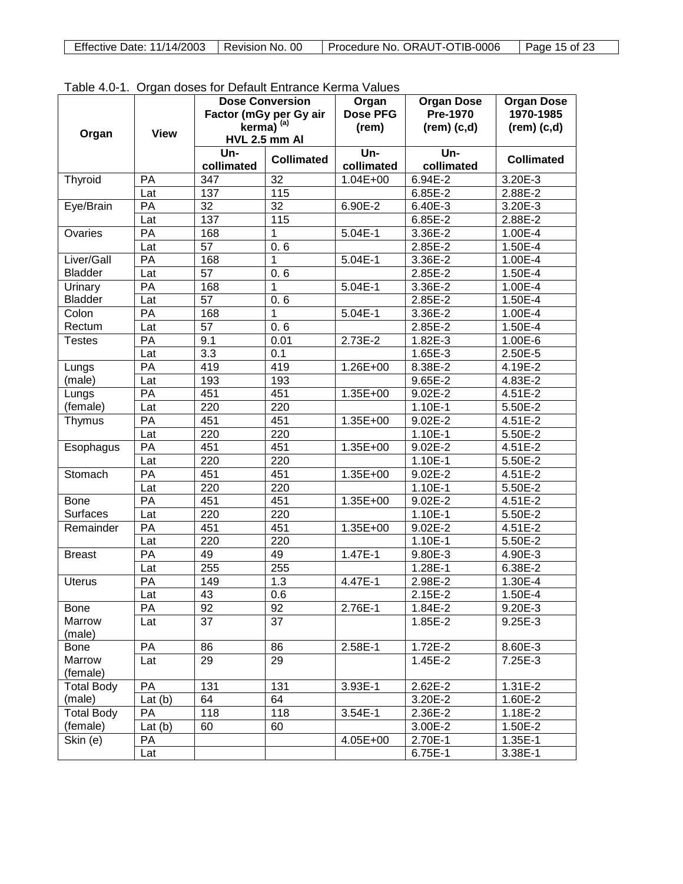Table 4.0-1. Organ doses for Default Entrance Kerma Values

| Organ | View | Dose Conversion Factor (mGy per Gy air kerma) (a) HVL 2.5 mm Al | | Organ Dose PFG (rem) | Organ Dose Pre-1970 (rem) (c,d) | Organ Dose 1970-1985 (rem) (c,d) |
|---|---|---|---|---|---|---|
| | | Un-collimated | Collimated | Un-collimated | Un-collimated | Collimated |
| Thyroid | PA | 347 | 32 | 1.04E+00 | 6.94E-2 | 3.20E-3 |
| | Lat | 137 | 115 | | 6.85E-2 | 2.88E-2 |
| Eye/Brain | PA | 32 | 32 | 6.90E-2 | 6.40E-3 | 3.20E-3 |
| | Lat | 137 | 115 | | 6.85E-2 | 2.88E-2 |
| Ovaries | PA | 168 | 1 | 5.04E-1 | 3.36E-2 | 1.00E-4 |
| | Lat | 57 | 0. 6 | | 2.85E-2 | 1.50E-4 |
| Liver/Gall Bladder | PA | 168 | 1 | 5.04E-1 | 3.36E-2 | 1.00E-4 |
| | Lat | 57 | 0. 6 | | 2.85E-2 | 1.50E-4 |
| Urinary Bladder | PA | 168 | 1 | 5.04E-1 | 3.36E-2 | 1.00E-4 |
| | Lat | 57 | 0. 6 | | 2.85E-2 | 1.50E-4 |
| Colon Rectum | PA | 168 | 1 | 5.04E-1 | 3.36E-2 | 1.00E-4 |
| | Lat | 57 | 0. 6 | | 2.85E-2 | 1.50E-4 |
| Testes | PA | 9.1 | 0.01 | 2.73E-2 | 1.82E-3 | 1.00E-6 |
| | Lat | 3.3 | 0.1 | | 1.65E-3 | 2.50E-5 |
| Lungs (male) | PA | 419 | 419 | 1.26E+00 | 8.38E-2 | 4.19E-2 |
| | Lat | 193 | 193 | | 9.65E-2 | 4.83E-2 |
| Lungs (female) | PA | 451 | 451 | 1.35E+00 | 9.02E-2 | 4.51E-2 |
| | Lat | 220 | 220 | | 1.10E-1 | 5.50E-2 |
| Thymus | PA | 451 | 451 | 1.35E+00 | 9.02E-2 | 4.51E-2 |
| | Lat | 220 | 220 | | 1.10E-1 | 5.50E-2 |
| Esophagus | PA | 451 | 451 | 1.35E+00 | 9.02E-2 | 4.51E-2 |
| | Lat | 220 | 220 | | 1.10E-1 | 5.50E-2 |
| Stomach | PA | 451 | 451 | 1.35E+00 | 9.02E-2 | 4.51E-2 |
| | Lat | 220 | 220 | | 1.10E-1 | 5.50E-2 |
| Bone Surfaces | PA | 451 | 451 | 1.35E+00 | 9.02E-2 | 4.51E-2 |
| | Lat | 220 | 220 | | 1.10E-1 | 5.50E-2 |
| Remainder | PA | 451 | 451 | 1.35E+00 | 9.02E-2 | 4.51E-2 |
| | Lat | 220 | 220 | | 1.10E-1 | 5.50E-2 |
| Breast | PA | 49 | 49 | 1.47E-1 | 9.80E-3 | 4.90E-3 |
| | Lat | 255 | 255 | | 1.28E-1 | 6.38E-2 |
| Uterus | PA | 149 | 1.3 | 4.47E-1 | 2.98E-2 | 1.30E-4 |
| | Lat | 43 | 0.6 | | 2.15E-2 | 1.50E-4 |
| Bone Marrow (male) | PA | 92 | 92 | 2.76E-1 | 1.84E-2 | 9.20E-3 |
| | Lat | 37 | 37 | | 1.85E-2 | 9.25E-3 |
| Bone Marrow (female) | PA | 86 | 86 | 2.58E-1 | 1.72E-2 | 8.60E-3 |
| | Lat | 29 | 29 | | 1.45E-2 | 7.25E-3 |
| Total Body (male) | PA | 131 | 131 | 3.93E-1 | 2.62E-2 | 1.31E-2 |
| | Lat (b) | 64 | 64 | | 3.20E-2 | 1.60E-2 |
| Total Body (female) | PA | 118 | 118 | 3.54E-1 | 2.36E-2 | 1.18E-2 |
| | Lat (b) | 60 | 60 | | 3.00E-2 | 1.50E-2 |
| Skin (e) | PA | | | 4.05E+00 | 2.70E-1 | 1.35E-1 |
| | Lat | | | | 6.75E-1 | 3.38E-1 |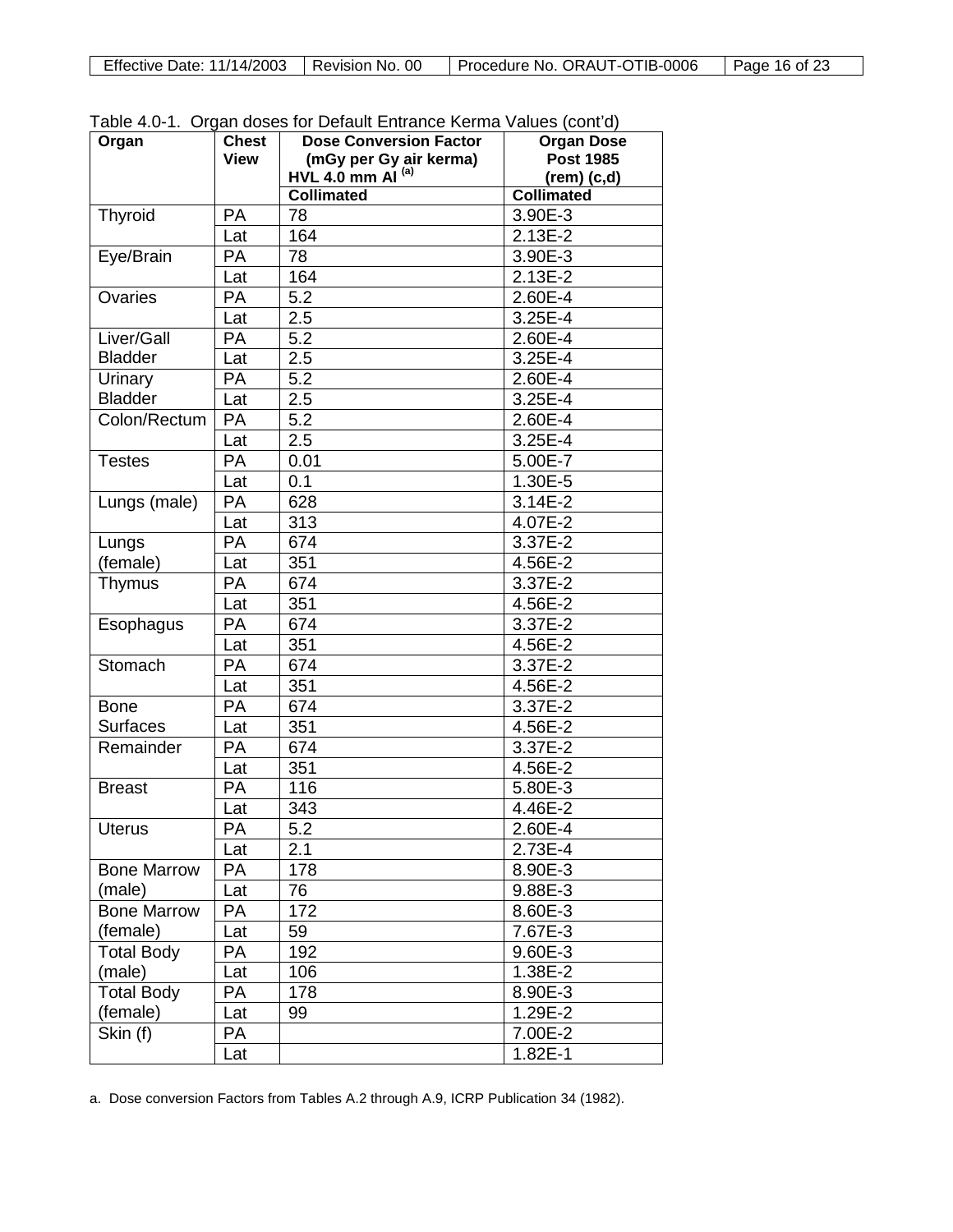Table 4.0-1. Organ doses for Default Entrance Kerma Values (cont'd)

| Organ | Chest View | Dose Conversion Factor (mGy per Gy air kerma) HVL 4.0 mm Al [(a)] | Organ Dose Post 1985 (rem) (c,d) |
|---|---|---|---|
| | | Collimated | Collimated |
| Thyroid | PA | 78 | 3.90E-3 |
| | Lat | 164 | 2.13E-2 |
| Eye/Brain | PA | 78 | 3.90E-3 |
| | Lat | 164 | 2.13E-2 |
| Ovaries | PA | 5.2 | 2.60E-4 |
| | Lat | 2.5 | 3.25E-4 |
| Liver/Gall Bladder | PA | 5.2 | 2.60E-4 |
| | Lat | 2.5 | 3.25E-4 |
| Urinary Bladder | PA | 5.2 | 2.60E-4 |
| | Lat | 2.5 | 3.25E-4 |
| Colon/Rectum | PA | 5.2 | 2.60E-4 |
| | Lat | 2.5 | 3.25E-4 |
| Testes | PA | 0.01 | 5.00E-7 |
| | Lat | 0.1 | 1.30E-5 |
| Lungs (male) | PA | 628 | 3.14E-2 |
| | Lat | 313 | 4.07E-2 |
| Lungs (female) | PA | 674 | 3.37E-2 |
| | Lat | 351 | 4.56E-2 |
| Thymus | PA | 674 | 3.37E-2 |
| | Lat | 351 | 4.56E-2 |
| Esophagus | PA | 674 | 3.37E-2 |
| | Lat | 351 | 4.56E-2 |
| Stomach | PA | 674 | 3.37E-2 |
| | Lat | 351 | 4.56E-2 |
| Bone Surfaces | PA | 674 | 3.37E-2 |
| | Lat | 351 | 4.56E-2 |
| Remainder | PA | 674 | 3.37E-2 |
| | Lat | 351 | 4.56E-2 |
| Breast | PA | 116 | 5.80E-3 |
| | Lat | 343 | 4.46E-2 |
| Uterus | PA | 5.2 | 2.60E-4 |
| | Lat | 2.1 | 2.73E-4 |
| Bone Marrow (male) | PA | 178 | 8.90E-3 |
| | Lat | 76 | 9.88E-3 |
| Bone Marrow (female) | PA | 172 | 8.60E-3 |
| | Lat | 59 | 7.67E-3 |
| Total Body (male) | PA | 192 | 9.60E-3 |
| | Lat | 106 | 1.38E-2 |
| Total Body (female) | PA | 178 | 8.90E-3 |
| | Lat | 99 | 1.29E-2 |
| Skin (f) | PA | | 7.00E-2 |
| | Lat | | 1.82E-1 |

a. Dose conversion Factors from Tables A.2 through A.9, ICRP Publication 34 (1982).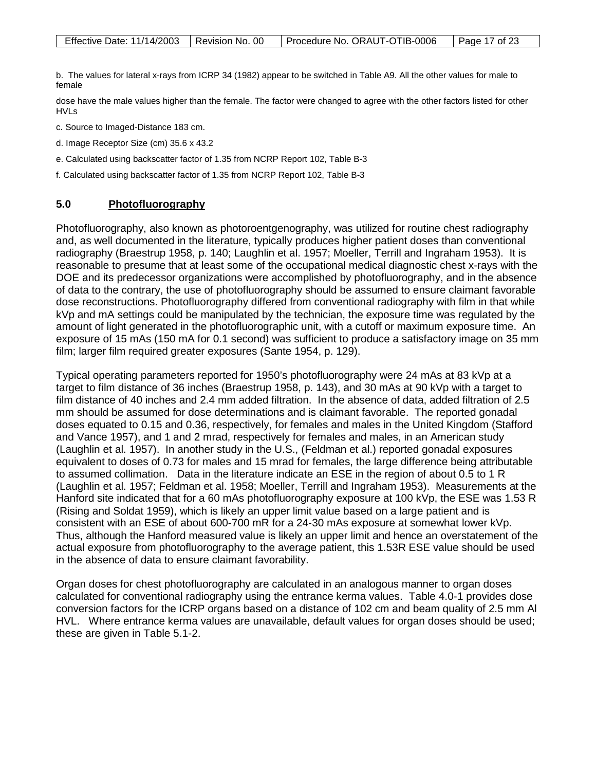b. The values for lateral x-rays from ICRP 34 (1982) appear to be switched in Table A9. All the other values for male to female

dose have the male values higher than the female. The factor were changed to agree with the other factors listed for other HVLs

c. Source to Imaged-Distance 183 cm.

d. Image Receptor Size (cm) 35.6 x 43.2

e. Calculated using backscatter factor of 1.35 from NCRP Report 102, Table B-3

f. Calculated using backscatter factor of 1.35 from NCRP Report 102, Table B-3

## 5.0 Photofluorography

Photofluorography, also known as photoroentgenography, was utilized for routine chest radiography and, as well documented in the literature, typically produces higher patient doses than conventional radiography (Braestrup 1958, p. 140; Laughlin et al. 1957; Moeller, Terrill and Ingraham 1953). It is reasonable to presume that at least some of the occupational medical diagnostic chest x-rays with the DOE and its predecessor organizations were accomplished by photofluorography, and in the absence of data to the contrary, the use of photofluorography should be assumed to ensure claimant favorable dose reconstructions. Photofluorography differed from conventional radiography with film in that while kVp and mA settings could be manipulated by the technician, the exposure time was regulated by the amount of light generated in the photofluorographic unit, with a cutoff or maximum exposure time. An exposure of 15 mAs (150 mA for 0.1 second) was sufficient to produce a satisfactory image on 35 mm film; larger film required greater exposures (Sante 1954, p. 129).

Typical operating parameters reported for 1950's photofluorography were 24 mAs at 83 kVp at a target to film distance of 36 inches (Braestrup 1958, p. 143), and 30 mAs at 90 kVp with a target to film distance of 40 inches and 2.4 mm added filtration. In the absence of data, added filtration of 2.5 mm should be assumed for dose determinations and is claimant favorable. The reported gonadal doses equated to 0.15 and 0.36, respectively, for females and males in the United Kingdom (Stafford and Vance 1957), and 1 and 2 mrad, respectively for females and males, in an American study (Laughlin et al. 1957). In another study in the U.S., (Feldman et al.) reported gonadal exposures equivalent to doses of 0.73 for males and 15 mrad for females, the large difference being attributable to assumed collimation. Data in the literature indicate an ESE in the region of about 0.5 to 1 R (Laughlin et al. 1957; Feldman et al. 1958; Moeller, Terrill and Ingraham 1953). Measurements at the Hanford site indicated that for a 60 mAs photofluorography exposure at 100 kVp, the ESE was 1.53 R (Rising and Soldat 1959), which is likely an upper limit value based on a large patient and is consistent with an ESE of about 600-700 mR for a 24-30 mAs exposure at somewhat lower kVp. Thus, although the Hanford measured value is likely an upper limit and hence an overstatement of the actual exposure from photofluorography to the average patient, this 1.53R ESE value should be used in the absence of data to ensure claimant favorability.

Organ doses for chest photofluorography are calculated in an analogous manner to organ doses calculated for conventional radiography using the entrance kerma values. Table 4.0-1 provides dose conversion factors for the ICRP organs based on a distance of 102 cm and beam quality of 2.5 mm Al HVL. Where entrance kerma values are unavailable, default values for organ doses should be used; these are given in Table 5.1-2.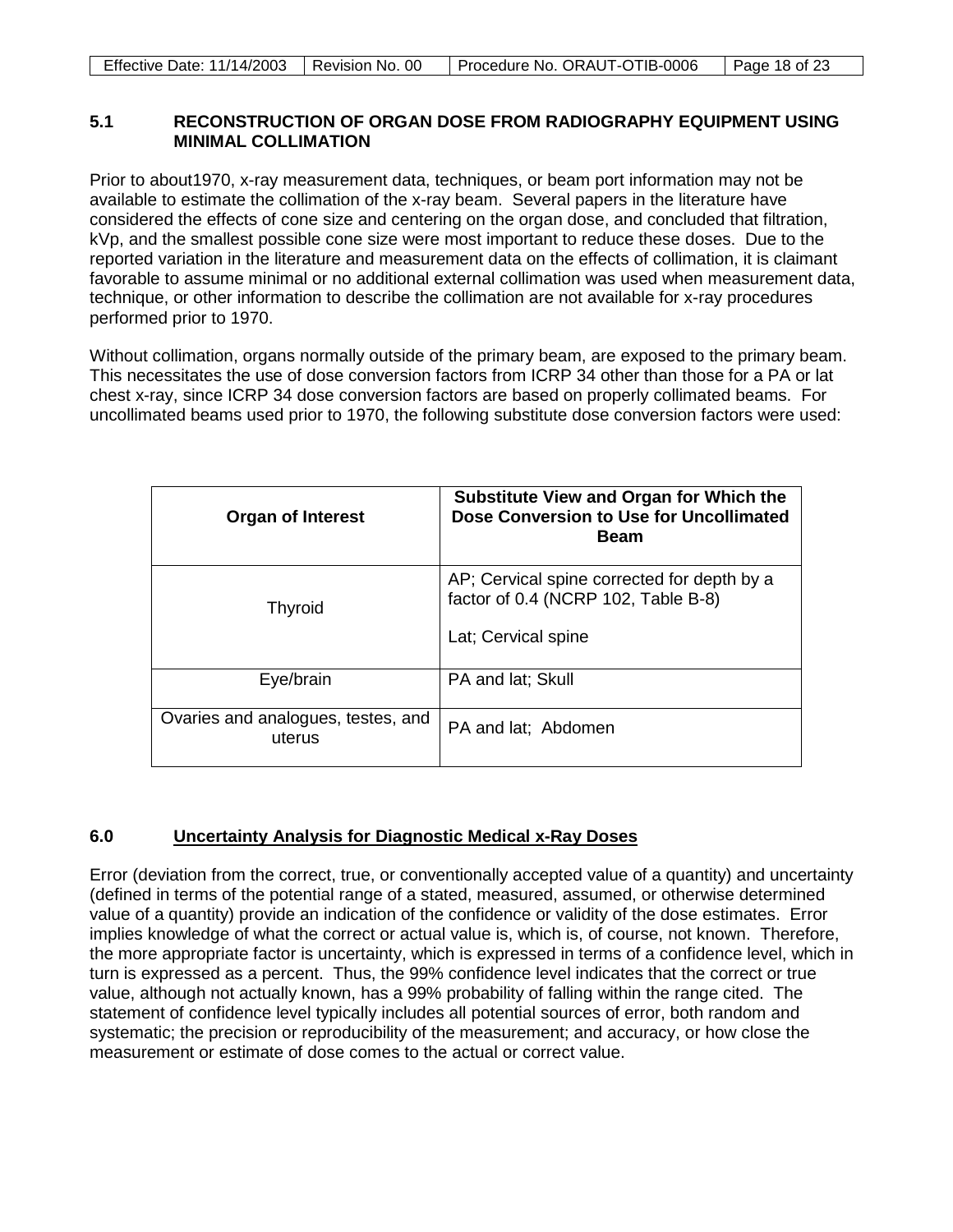## 5.1 RECONSTRUCTION OF ORGAN DOSE FROM RADIOGRAPHY EQUIPMENT USING MINIMAL COLLIMATION

Prior to about1970, x-ray measurement data, techniques, or beam port information may not be available to estimate the collimation of the x-ray beam. Several papers in the literature have considered the effects of cone size and centering on the organ dose, and concluded that filtration, kVp, and the smallest possible cone size were most important to reduce these doses. Due to the reported variation in the literature and measurement data on the effects of collimation, it is claimant favorable to assume minimal or no additional external collimation was used when measurement data, technique, or other information to describe the collimation are not available for x-ray procedures performed prior to 1970.

Without collimation, organs normally outside of the primary beam, are exposed to the primary beam. This necessitates the use of dose conversion factors from ICRP 34 other than those for a PA or lat chest x-ray, since ICRP 34 dose conversion factors are based on properly collimated beams. For uncollimated beams used prior to 1970, the following substitute dose conversion factors were used:

| Organ of Interest | Substitute View and Organ for Which the Dose Conversion to Use for Uncollimated Beam |
|---|---|
| Thyroid | AP; Cervical spine corrected for depth by a factor of 0.4 (NCRP 102, Table B-8)<br><br>Lat; Cervical spine |
| Eye/brain | PA and lat; Skull |
| Ovaries and analogues, testes, and uterus | PA and lat; Abdomen |

## 6.0 Uncertainty Analysis for Diagnostic Medical x-Ray Doses

Error (deviation from the correct, true, or conventionally accepted value of a quantity) and uncertainty (defined in terms of the potential range of a stated, measured, assumed, or otherwise determined value of a quantity) provide an indication of the confidence or validity of the dose estimates. Error implies knowledge of what the correct or actual value is, which is, of course, not known. Therefore, the more appropriate factor is uncertainty, which is expressed in terms of a confidence level, which in turn is expressed as a percent. Thus, the 99% confidence level indicates that the correct or true value, although not actually known, has a 99% probability of falling within the range cited. The statement of confidence level typically includes all potential sources of error, both random and systematic; the precision or reproducibility of the measurement; and accuracy, or how close the measurement or estimate of dose comes to the actual or correct value.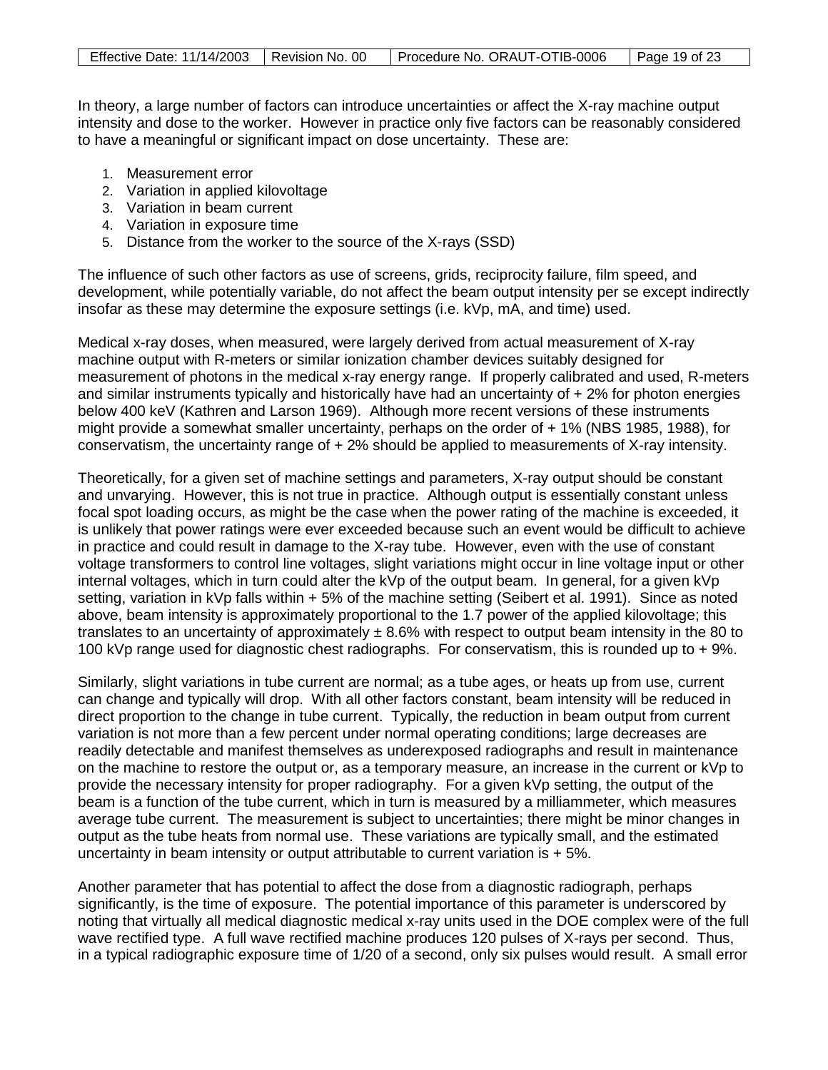In theory, a large number of factors can introduce uncertainties or affect the X-ray machine output intensity and dose to the worker. However in practice only five factors can be reasonably considered to have a meaningful or significant impact on dose uncertainty. These are:

1. Measurement error
2. Variation in applied kilovoltage
3. Variation in beam current
4. Variation in exposure time
5. Distance from the worker to the source of the X-rays (SSD)

The influence of such other factors as use of screens, grids, reciprocity failure, film speed, and development, while potentially variable, do not affect the beam output intensity per se except indirectly insofar as these may determine the exposure settings (i.e. kVp, mA, and time) used.

Medical x-ray doses, when measured, were largely derived from actual measurement of X-ray machine output with R-meters or similar ionization chamber devices suitably designed for measurement of photons in the medical x-ray energy range. If properly calibrated and used, R-meters and similar instruments typically and historically have had an uncertainty of + 2% for photon energies below 400 keV (Kathren and Larson 1969). Although more recent versions of these instruments might provide a somewhat smaller uncertainty, perhaps on the order of + 1% (NBS 1985, 1988), for conservatism, the uncertainty range of + 2% should be applied to measurements of X-ray intensity.

Theoretically, for a given set of machine settings and parameters, X-ray output should be constant and unvarying. However, this is not true in practice. Although output is essentially constant unless focal spot loading occurs, as might be the case when the power rating of the machine is exceeded, it is unlikely that power ratings were ever exceeded because such an event would be difficult to achieve in practice and could result in damage to the X-ray tube. However, even with the use of constant voltage transformers to control line voltages, slight variations might occur in line voltage input or other internal voltages, which in turn could alter the kVp of the output beam. In general, for a given kVp setting, variation in kVp falls within + 5% of the machine setting (Seibert et al. 1991). Since as noted above, beam intensity is approximately proportional to the 1.7 power of the applied kilovoltage; this translates to an uncertainty of approximately ± 8.6% with respect to output beam intensity in the 80 to 100 kVp range used for diagnostic chest radiographs. For conservatism, this is rounded up to + 9%.

Similarly, slight variations in tube current are normal; as a tube ages, or heats up from use, current can change and typically will drop. With all other factors constant, beam intensity will be reduced in direct proportion to the change in tube current. Typically, the reduction in beam output from current variation is not more than a few percent under normal operating conditions; large decreases are readily detectable and manifest themselves as underexposed radiographs and result in maintenance on the machine to restore the output or, as a temporary measure, an increase in the current or kVp to provide the necessary intensity for proper radiography. For a given kVp setting, the output of the beam is a function of the tube current, which in turn is measured by a milliammeter, which measures average tube current. The measurement is subject to uncertainties; there might be minor changes in output as the tube heats from normal use. These variations are typically small, and the estimated uncertainty in beam intensity or output attributable to current variation is + 5%.

Another parameter that has potential to affect the dose from a diagnostic radiograph, perhaps significantly, is the time of exposure. The potential importance of this parameter is underscored by noting that virtually all medical diagnostic medical x-ray units used in the DOE complex were of the full wave rectified type. A full wave rectified machine produces 120 pulses of X-rays per second. Thus, in a typical radiographic exposure time of 1/20 of a second, only six pulses would result. A small error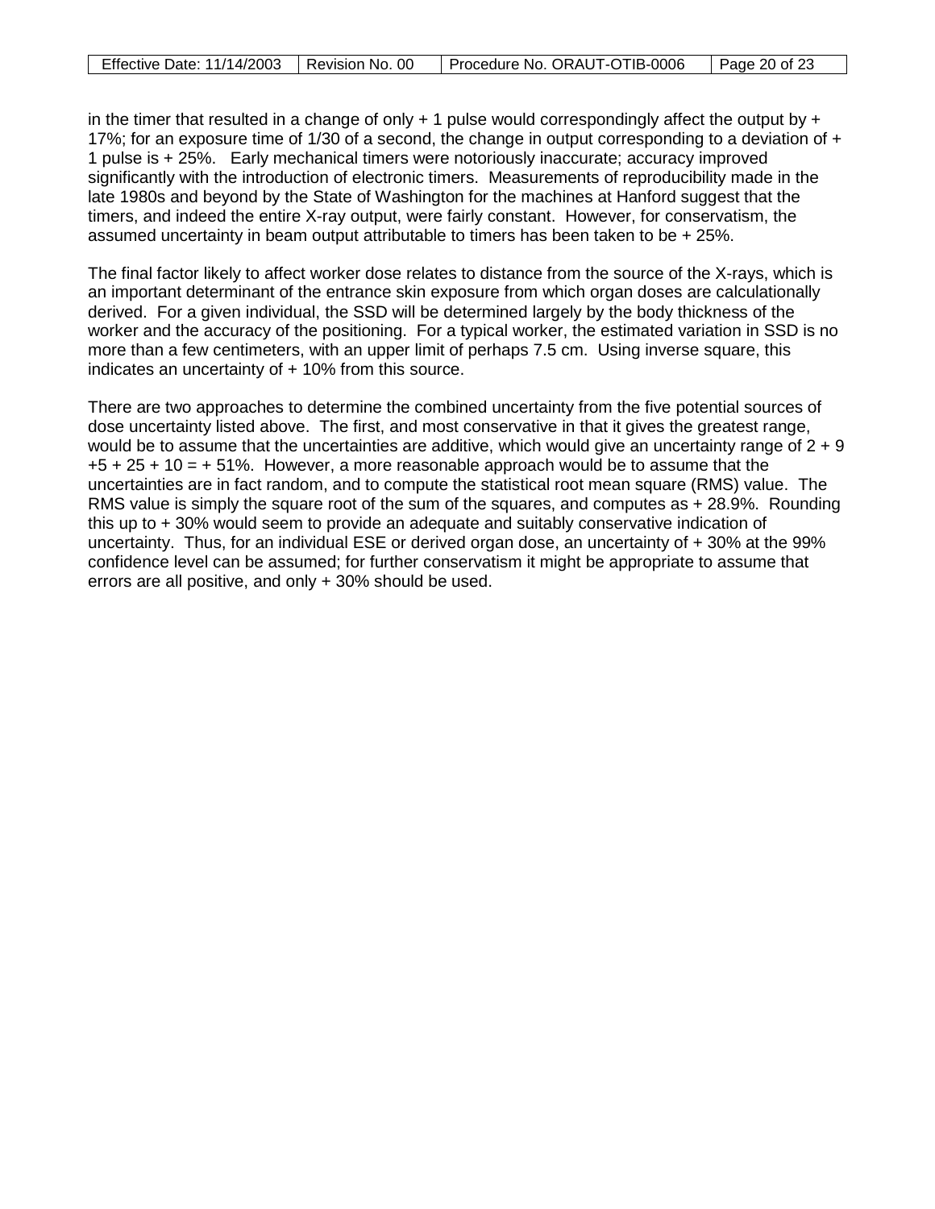in the timer that resulted in a change of only + 1 pulse would correspondingly affect the output by + 17%; for an exposure time of 1/30 of a second, the change in output corresponding to a deviation of + 1 pulse is + 25%. Early mechanical timers were notoriously inaccurate; accuracy improved significantly with the introduction of electronic timers. Measurements of reproducibility made in the late 1980s and beyond by the State of Washington for the machines at Hanford suggest that the timers, and indeed the entire X-ray output, were fairly constant. However, for conservatism, the assumed uncertainty in beam output attributable to timers has been taken to be + 25%.

The final factor likely to affect worker dose relates to distance from the source of the X-rays, which is an important determinant of the entrance skin exposure from which organ doses are calculationally derived. For a given individual, the SSD will be determined largely by the body thickness of the worker and the accuracy of the positioning. For a typical worker, the estimated variation in SSD is no more than a few centimeters, with an upper limit of perhaps 7.5 cm. Using inverse square, this indicates an uncertainty of + 10% from this source.

There are two approaches to determine the combined uncertainty from the five potential sources of dose uncertainty listed above. The first, and most conservative in that it gives the greatest range, would be to assume that the uncertainties are additive, which would give an uncertainty range of 2 + 9 +5 + 25 + 10 = + 51%. However, a more reasonable approach would be to assume that the uncertainties are in fact random, and to compute the statistical root mean square (RMS) value. The RMS value is simply the square root of the sum of the squares, and computes as + 28.9%. Rounding this up to + 30% would seem to provide an adequate and suitably conservative indication of uncertainty. Thus, for an individual ESE or derived organ dose, an uncertainty of + 30% at the 99% confidence level can be assumed; for further conservatism it might be appropriate to assume that errors are all positive, and only + 30% should be used.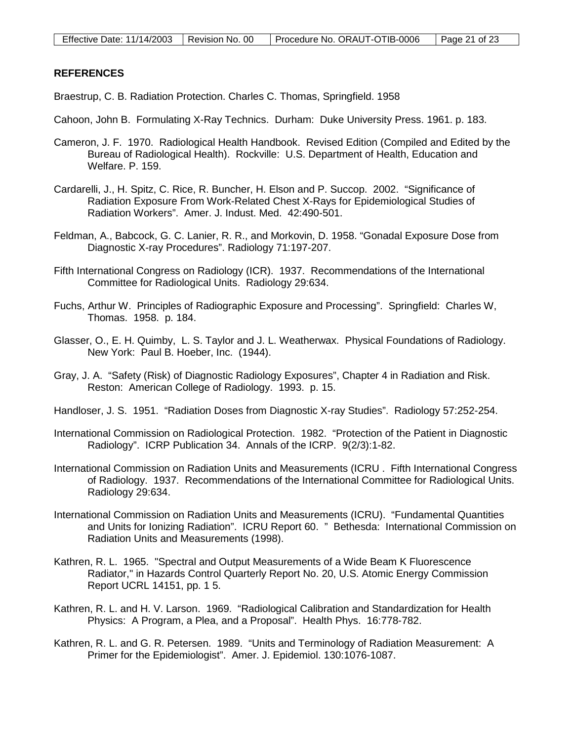## REFERENCES

Braestrup, C. B. Radiation Protection. Charles C. Thomas, Springfield. 1958

Cahoon, John B. Formulating X-Ray Technics. Durham: Duke University Press. 1961. p. 183.

Cameron, J. F. 1970. Radiological Health Handbook. Revised Edition (Compiled and Edited by the Bureau of Radiological Health). Rockville: U.S. Department of Health, Education and Welfare. P. 159.

Cardarelli, J., H. Spitz, C. Rice, R. Buncher, H. Elson and P. Succop. 2002. "Significance of Radiation Exposure From Work-Related Chest X-Rays for Epidemiological Studies of Radiation Workers". Amer. J. Indust. Med. 42:490-501.

Feldman, A., Babcock, G. C. Lanier, R. R., and Morkovin, D. 1958. "Gonadal Exposure Dose from Diagnostic X-ray Procedures". Radiology 71:197-207.

Fifth International Congress on Radiology (ICR). 1937. Recommendations of the International Committee for Radiological Units. Radiology 29:634.

Fuchs, Arthur W. Principles of Radiographic Exposure and Processing". Springfield: Charles W, Thomas. 1958. p. 184.

Glasser, O., E. H. Quimby, L. S. Taylor and J. L. Weatherwax. Physical Foundations of Radiology. New York: Paul B. Hoeber, Inc. (1944).

Gray, J. A. "Safety (Risk) of Diagnostic Radiology Exposures", Chapter 4 in Radiation and Risk. Reston: American College of Radiology. 1993. p. 15.

Handloser, J. S. 1951. "Radiation Doses from Diagnostic X-ray Studies". Radiology 57:252-254.

International Commission on Radiological Protection. 1982. "Protection of the Patient in Diagnostic Radiology". ICRP Publication 34. Annals of the ICRP. 9(2/3):1-82.

International Commission on Radiation Units and Measurements (ICRU . Fifth International Congress of Radiology. 1937. Recommendations of the International Committee for Radiological Units. Radiology 29:634.

International Commission on Radiation Units and Measurements (ICRU). "Fundamental Quantities and Units for Ionizing Radiation". ICRU Report 60. " Bethesda: International Commission on Radiation Units and Measurements (1998).

Kathren, R. L. 1965. "Spectral and Output Measurements of a Wide Beam K Fluorescence Radiator," in Hazards Control Quarterly Report No. 20, U.S. Atomic Energy Commission Report UCRL 14151, pp. 1 5.

Kathren, R. L. and H. V. Larson. 1969. "Radiological Calibration and Standardization for Health Physics: A Program, a Plea, and a Proposal". Health Phys. 16:778-782.

Kathren, R. L. and G. R. Petersen. 1989. "Units and Terminology of Radiation Measurement: A Primer for the Epidemiologist". Amer. J. Epidemiol. 130:1076-1087.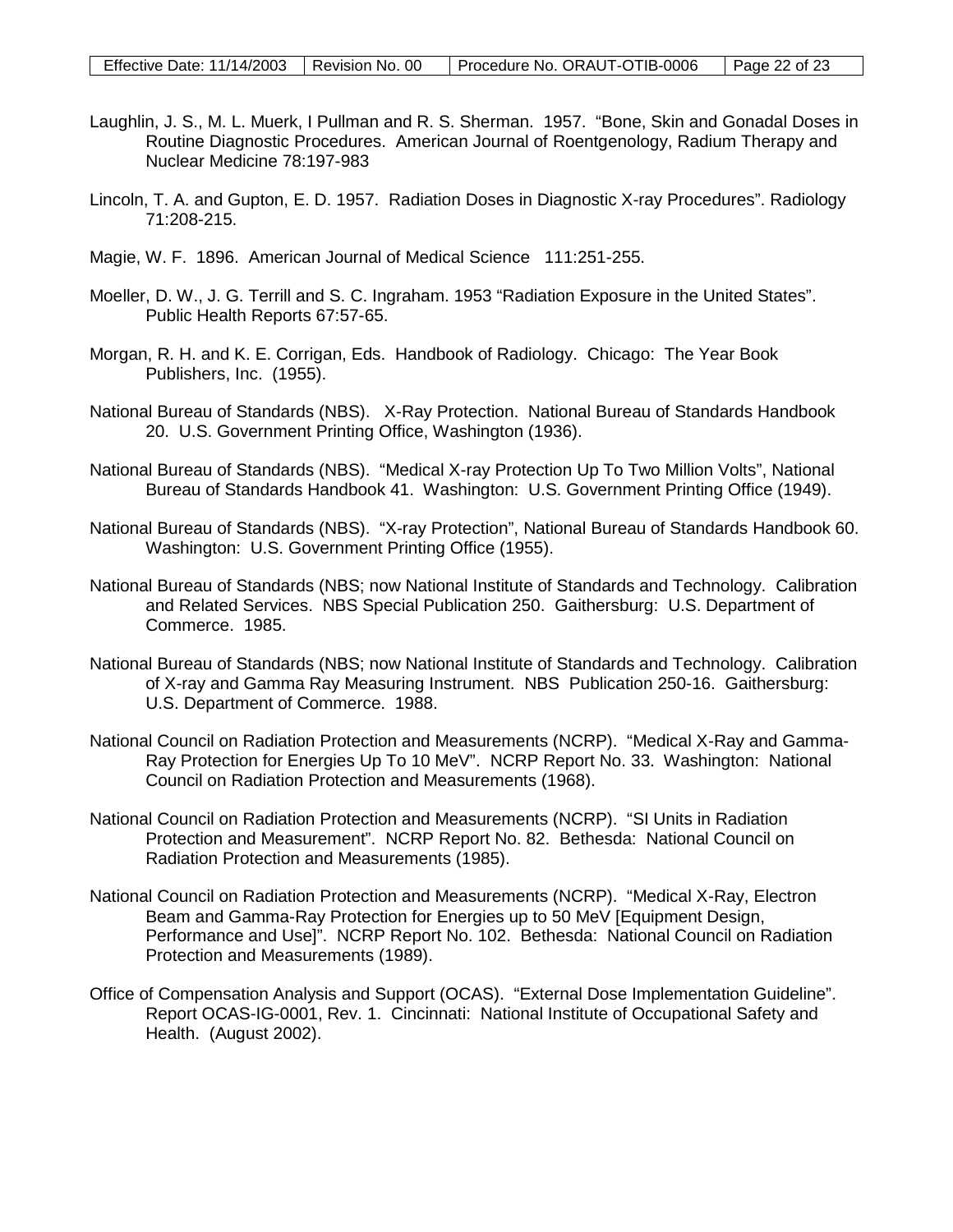Laughlin, J. S., M. L. Muerk, I Pullman and R. S. Sherman. 1957. “Bone, Skin and Gonadal Doses in Routine Diagnostic Procedures. American Journal of Roentgenology, Radium Therapy and Nuclear Medicine 78:197-983

Lincoln, T. A. and Gupton, E. D. 1957. Radiation Doses in Diagnostic X-ray Procedures”. Radiology 71:208-215.

Magie, W. F. 1896. American Journal of Medical Science 111:251-255.

Moeller, D. W., J. G. Terrill and S. C. Ingraham. 1953 “Radiation Exposure in the United States”. Public Health Reports 67:57-65.

Morgan, R. H. and K. E. Corrigan, Eds. Handbook of Radiology. Chicago: The Year Book Publishers, Inc. (1955).

National Bureau of Standards (NBS). X-Ray Protection. National Bureau of Standards Handbook 20. U.S. Government Printing Office, Washington (1936).

National Bureau of Standards (NBS). “Medical X-ray Protection Up To Two Million Volts”, National Bureau of Standards Handbook 41. Washington: U.S. Government Printing Office (1949).

National Bureau of Standards (NBS). “X-ray Protection”, National Bureau of Standards Handbook 60. Washington: U.S. Government Printing Office (1955).

National Bureau of Standards (NBS; now National Institute of Standards and Technology. Calibration and Related Services. NBS Special Publication 250. Gaithersburg: U.S. Department of Commerce. 1985.

National Bureau of Standards (NBS; now National Institute of Standards and Technology. Calibration of X-ray and Gamma Ray Measuring Instrument. NBS Publication 250-16. Gaithersburg: U.S. Department of Commerce. 1988.

National Council on Radiation Protection and Measurements (NCRP). “Medical X-Ray and Gamma-Ray Protection for Energies Up To 10 MeV”. NCRP Report No. 33. Washington: National Council on Radiation Protection and Measurements (1968).

National Council on Radiation Protection and Measurements (NCRP). “SI Units in Radiation Protection and Measurement”. NCRP Report No. 82. Bethesda: National Council on Radiation Protection and Measurements (1985).

National Council on Radiation Protection and Measurements (NCRP). “Medical X-Ray, Electron Beam and Gamma-Ray Protection for Energies up to 50 MeV [Equipment Design, Performance and Use]”. NCRP Report No. 102. Bethesda: National Council on Radiation Protection and Measurements (1989).

Office of Compensation Analysis and Support (OCAS). “External Dose Implementation Guideline”. Report OCAS-IG-0001, Rev. 1. Cincinnati: National Institute of Occupational Safety and Health. (August 2002).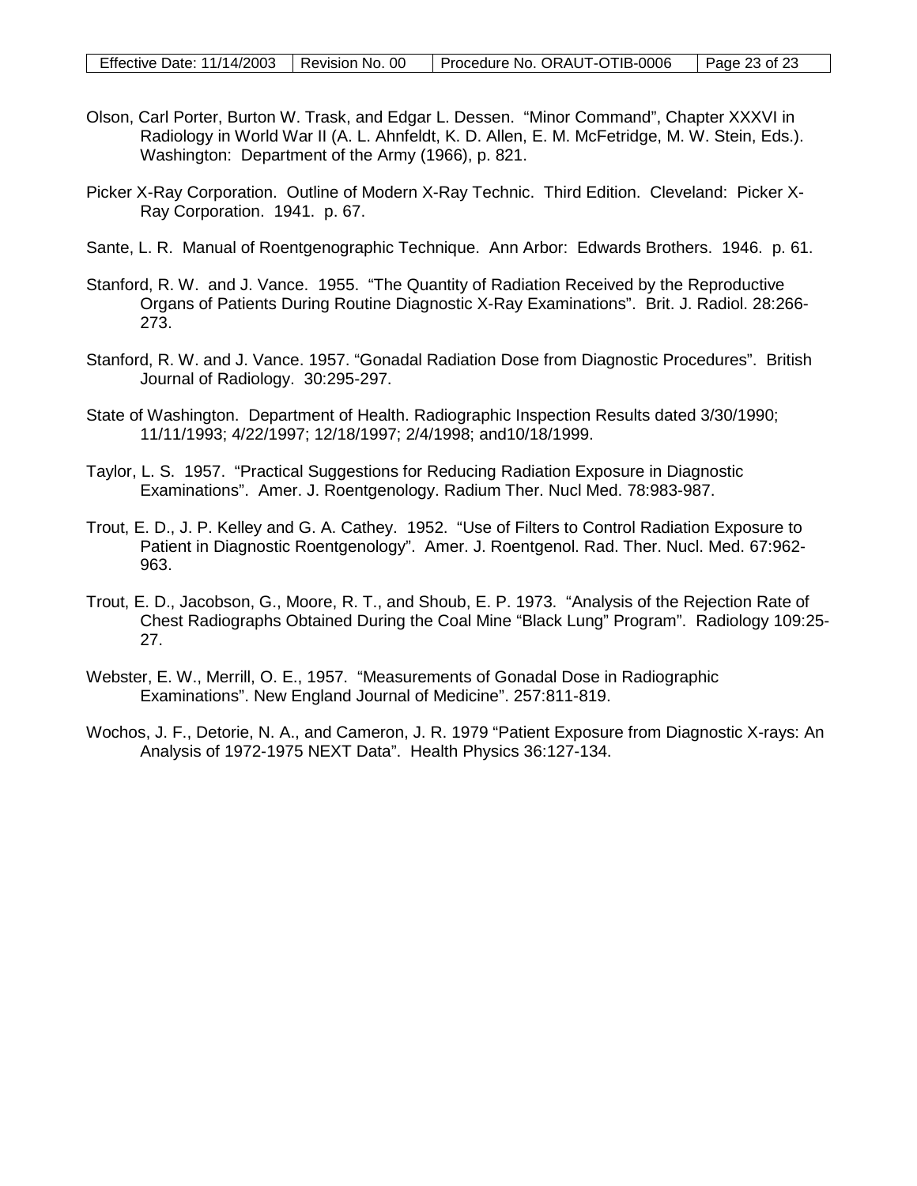Olson, Carl Porter, Burton W. Trask, and Edgar L. Dessen. "Minor Command", Chapter XXXVI in Radiology in World War II (A. L. Ahnfeldt, K. D. Allen, E. M. McFetridge, M. W. Stein, Eds.). Washington: Department of the Army (1966), p. 821.

Picker X-Ray Corporation. Outline of Modern X-Ray Technic. Third Edition. Cleveland: Picker X-Ray Corporation. 1941. p. 67.

Sante, L. R. Manual of Roentgenographic Technique. Ann Arbor: Edwards Brothers. 1946. p. 61.

Stanford, R. W. and J. Vance. 1955. "The Quantity of Radiation Received by the Reproductive Organs of Patients During Routine Diagnostic X-Ray Examinations". Brit. J. Radiol. 28:266-273.

Stanford, R. W. and J. Vance. 1957. "Gonadal Radiation Dose from Diagnostic Procedures". British Journal of Radiology. 30:295-297.

State of Washington. Department of Health. Radiographic Inspection Results dated 3/30/1990; 11/11/1993; 4/22/1997; 12/18/1997; 2/4/1998; and10/18/1999.

Taylor, L. S. 1957. "Practical Suggestions for Reducing Radiation Exposure in Diagnostic Examinations". Amer. J. Roentgenology. Radium Ther. Nucl Med. 78:983-987.

Trout, E. D., J. P. Kelley and G. A. Cathey. 1952. "Use of Filters to Control Radiation Exposure to Patient in Diagnostic Roentgenology". Amer. J. Roentgenol. Rad. Ther. Nucl. Med. 67:962-963.

Trout, E. D., Jacobson, G., Moore, R. T., and Shoub, E. P. 1973. "Analysis of the Rejection Rate of Chest Radiographs Obtained During the Coal Mine "Black Lung" Program". Radiology 109:25-27.

Webster, E. W., Merrill, O. E., 1957. "Measurements of Gonadal Dose in Radiographic Examinations". New England Journal of Medicine". 257:811-819.

Wochos, J. F., Detorie, N. A., and Cameron, J. R. 1979 "Patient Exposure from Diagnostic X-rays: An Analysis of 1972-1975 NEXT Data". Health Physics 36:127-134.